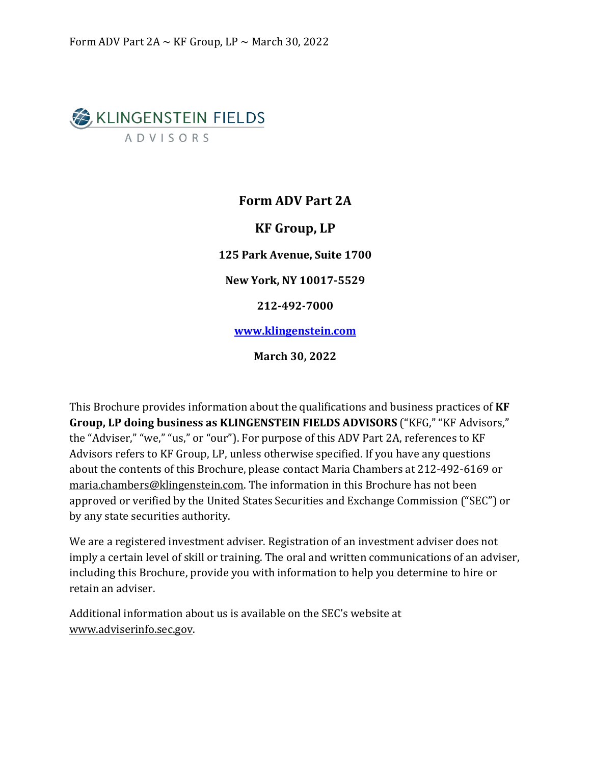KLINGENSTEIN FIELDS ADVISORS

# Form ADV Part 2A

## KF Group, LP

**125 Park Avenue, Suite 1700**

**New York, NY 10017-5529**

**212-492-7000**

**www.klingenstein.com**

**March 30, 2022**

This Brochure provides information about the qualifications and business practices of **KF Group, LP doing business as KLINGENSTEIN FIELDS ADVISORS** ("KFG," "KF Advisors," the "Adviser," "we," "us," or "our"). For purpose of this ADV Part 2A, references to KF Advisors refers to KF Group, LP, unless otherwise specified. If you have any questions about the contents of this Brochure, please contact Maria Chambers at 212-492-6169 or maria.chambers@klingenstein.com. The information in this Brochure has not been approved or verified by the United States Securities and Exchange Commission ("SEC") or by any state securities authority.

We are a registered investment adviser. Registration of an investment adviser does not imply a certain level of skill or training. The oral and written communications of an adviser, including this Brochure, provide you with information to help you determine to hire or retain an adviser.

Additional information about us is available on the SEC's website at www.adviserinfo.sec.gov.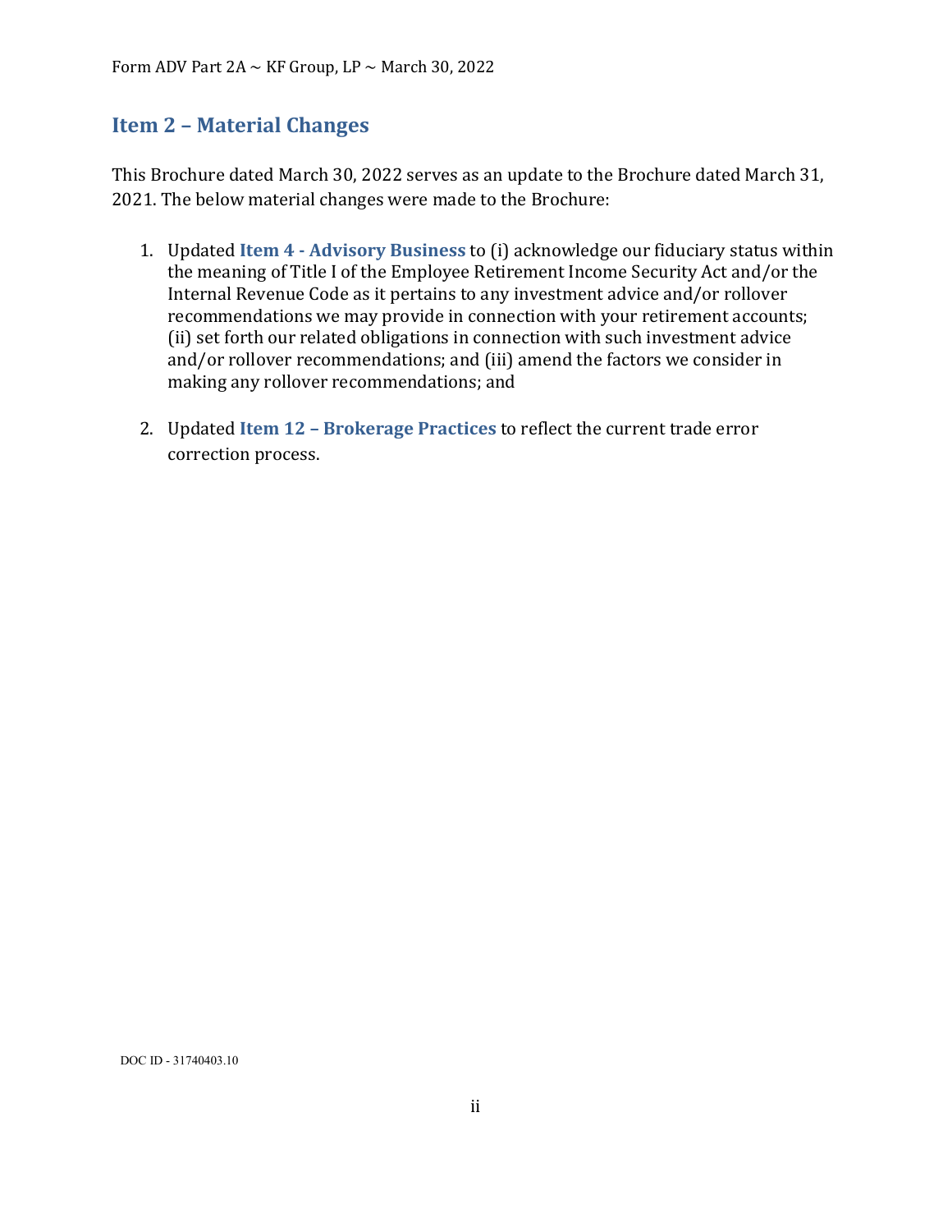## Item 2 – Material Changes

This Brochure dated March 30, 2022 serves as an update to the Brochure dated March 31, 2021. The below material changes were made to the Brochure:

1. Updated **Item 4 - Advisory Business** to (i) acknowledge our fiduciary status within the meaning of Title I of the Employee Retirement Income Security Act and/or the Internal Revenue Code as it pertains to any investment advice and/or rollover recommendations we may provide in connection with your retirement accounts; (ii) set forth our related obligations in connection with such investment advice and/or rollover recommendations; and (iii) amend the factors we consider in making any rollover recommendations; and

2. Updated **Item 12 – Brokerage Practices** to reflect the current trade error correction process.

DOC ID - 31740403.10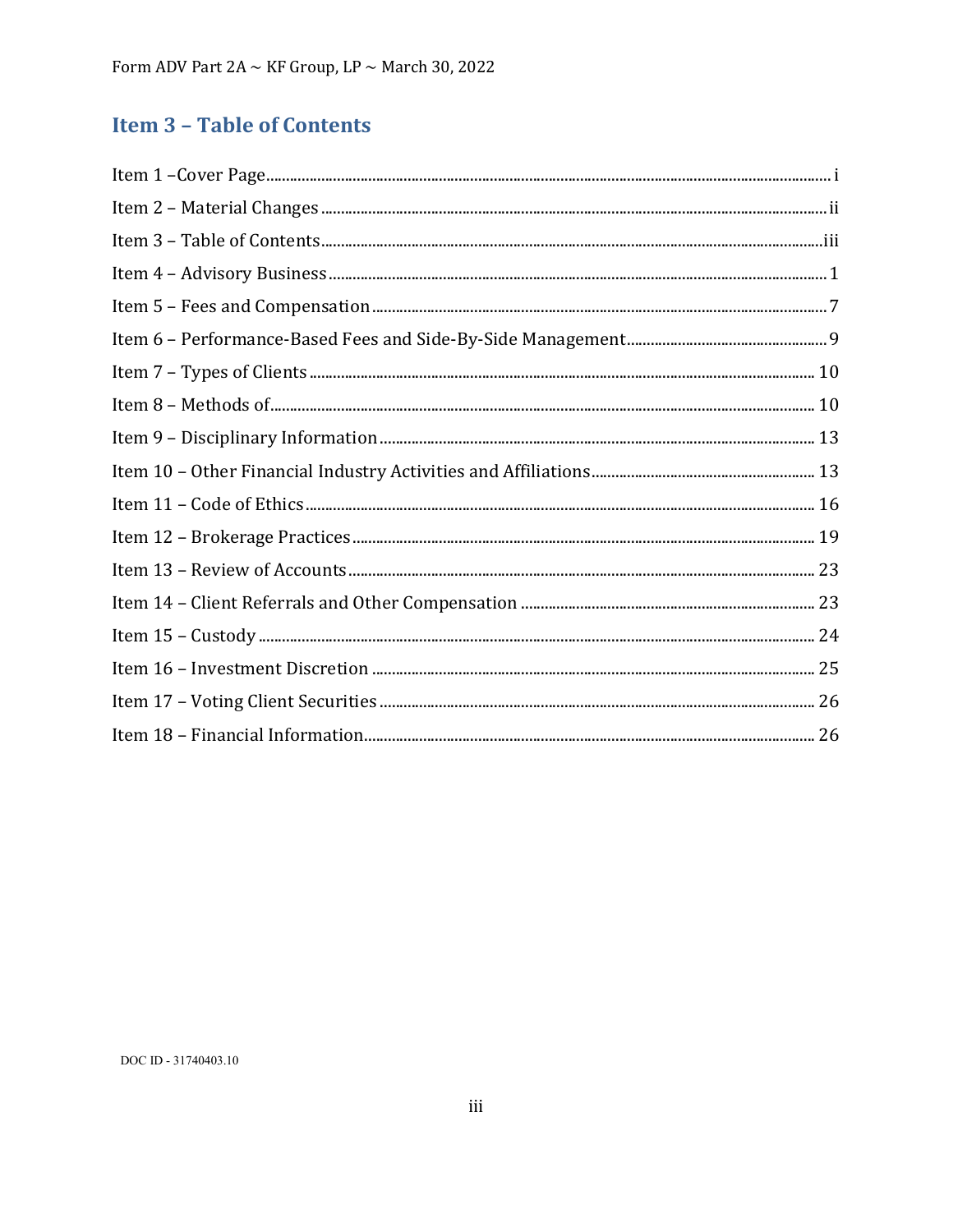## Item 3 – Table of Contents

Item 1 –Cover Page ........ i
Item 2 – Material Changes ........ ii
Item 3 – Table of Contents ........ iii
Item 4 – Advisory Business ........ 1
Item 5 – Fees and Compensation ........ 7
Item 6 – Performance-Based Fees and Side-By-Side Management ........ 9
Item 7 – Types of Clients ........ 10
Item 8 – Methods of ........ 10
Item 9 – Disciplinary Information ........ 13
Item 10 – Other Financial Industry Activities and Affiliations ........ 13
Item 11 – Code of Ethics ........ 16
Item 12 – Brokerage Practices ........ 19
Item 13 – Review of Accounts ........ 23
Item 14 – Client Referrals and Other Compensation ........ 23
Item 15 – Custody ........ 24
Item 16 – Investment Discretion ........ 25
Item 17 – Voting Client Securities ........ 26
Item 18 – Financial Information ........ 26

DOC ID - 31740403.10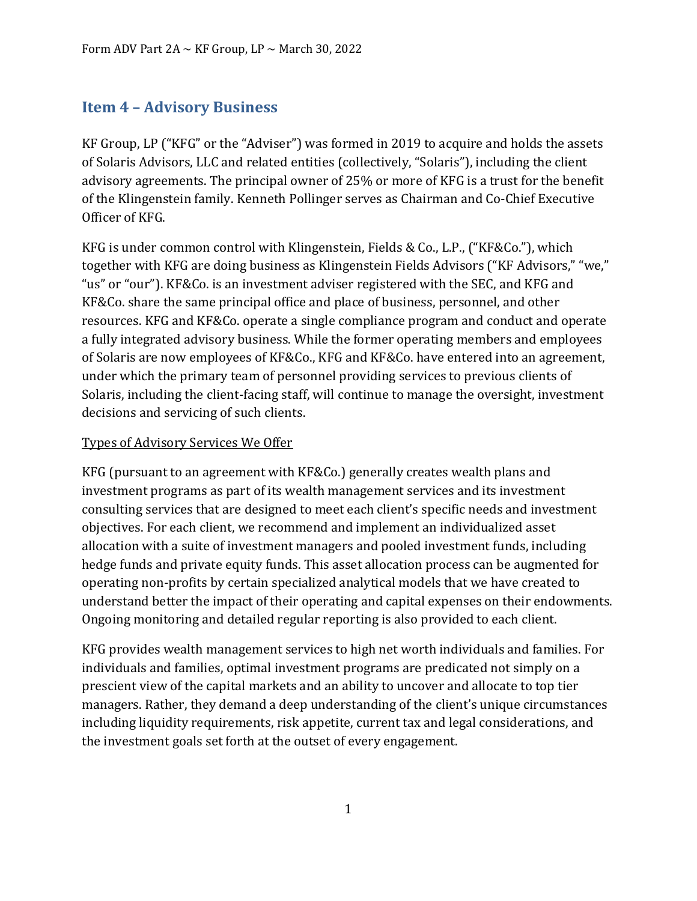## Item 4 – Advisory Business

KF Group, LP ("KFG" or the "Adviser") was formed in 2019 to acquire and holds the assets of Solaris Advisors, LLC and related entities (collectively, "Solaris"), including the client advisory agreements. The principal owner of 25% or more of KFG is a trust for the benefit of the Klingenstein family. Kenneth Pollinger serves as Chairman and Co-Chief Executive Officer of KFG.

KFG is under common control with Klingenstein, Fields & Co., L.P., ("KF&Co."), which together with KFG are doing business as Klingenstein Fields Advisors ("KF Advisors," "we," "us" or "our"). KF&Co. is an investment adviser registered with the SEC, and KFG and KF&Co. share the same principal office and place of business, personnel, and other resources. KFG and KF&Co. operate a single compliance program and conduct and operate a fully integrated advisory business. While the former operating members and employees of Solaris are now employees of KF&Co., KFG and KF&Co. have entered into an agreement, under which the primary team of personnel providing services to previous clients of Solaris, including the client-facing staff, will continue to manage the oversight, investment decisions and servicing of such clients.

Types of Advisory Services We Offer

KFG (pursuant to an agreement with KF&Co.) generally creates wealth plans and investment programs as part of its wealth management services and its investment consulting services that are designed to meet each client's specific needs and investment objectives. For each client, we recommend and implement an individualized asset allocation with a suite of investment managers and pooled investment funds, including hedge funds and private equity funds. This asset allocation process can be augmented for operating non-profits by certain specialized analytical models that we have created to understand better the impact of their operating and capital expenses on their endowments. Ongoing monitoring and detailed regular reporting is also provided to each client.

KFG provides wealth management services to high net worth individuals and families. For individuals and families, optimal investment programs are predicated not simply on a prescient view of the capital markets and an ability to uncover and allocate to top tier managers. Rather, they demand a deep understanding of the client's unique circumstances including liquidity requirements, risk appetite, current tax and legal considerations, and the investment goals set forth at the outset of every engagement.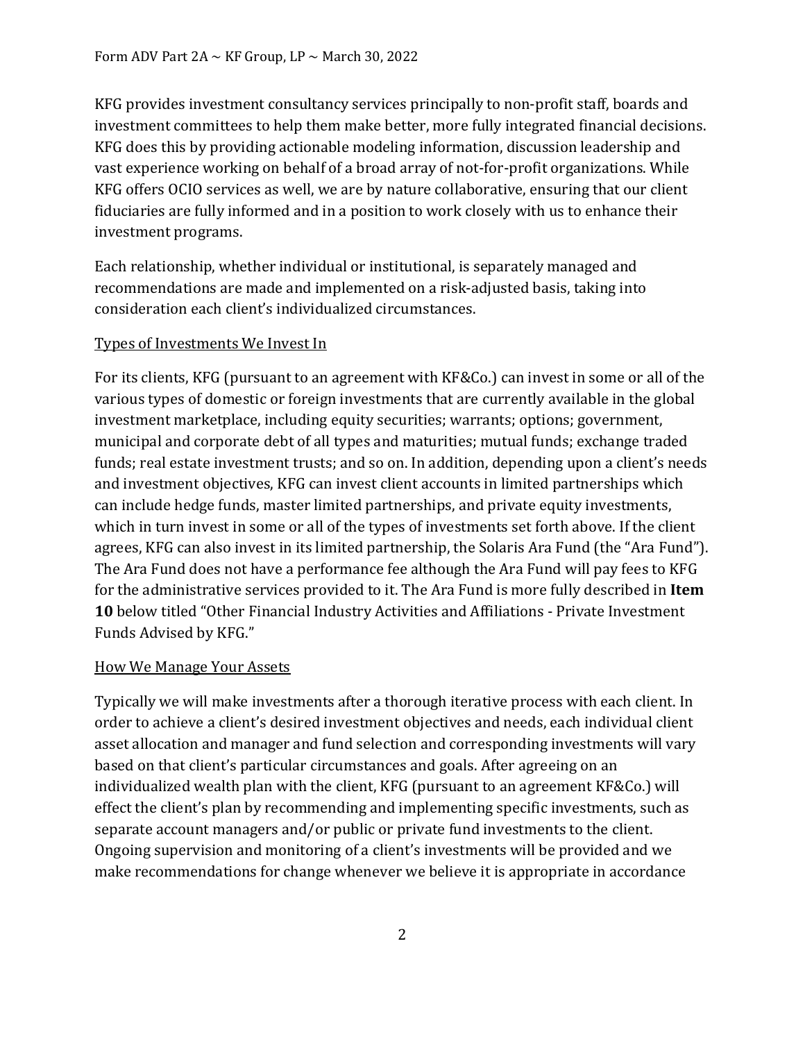KFG provides investment consultancy services principally to non-profit staff, boards and investment committees to help them make better, more fully integrated financial decisions. KFG does this by providing actionable modeling information, discussion leadership and vast experience working on behalf of a broad array of not-for-profit organizations. While KFG offers OCIO services as well, we are by nature collaborative, ensuring that our client fiduciaries are fully informed and in a position to work closely with us to enhance their investment programs.

Each relationship, whether individual or institutional, is separately managed and recommendations are made and implemented on a risk-adjusted basis, taking into consideration each client's individualized circumstances.

<u>Types of Investments We Invest In</u>

For its clients, KFG (pursuant to an agreement with KF&Co.) can invest in some or all of the various types of domestic or foreign investments that are currently available in the global investment marketplace, including equity securities; warrants; options; government, municipal and corporate debt of all types and maturities; mutual funds; exchange traded funds; real estate investment trusts; and so on. In addition, depending upon a client's needs and investment objectives, KFG can invest client accounts in limited partnerships which can include hedge funds, master limited partnerships, and private equity investments, which in turn invest in some or all of the types of investments set forth above. If the client agrees, KFG can also invest in its limited partnership, the Solaris Ara Fund (the "Ara Fund"). The Ara Fund does not have a performance fee although the Ara Fund will pay fees to KFG for the administrative services provided to it. The Ara Fund is more fully described in **Item 10** below titled "Other Financial Industry Activities and Affiliations - Private Investment Funds Advised by KFG."

<u>How We Manage Your Assets</u>

Typically we will make investments after a thorough iterative process with each client. In order to achieve a client's desired investment objectives and needs, each individual client asset allocation and manager and fund selection and corresponding investments will vary based on that client's particular circumstances and goals. After agreeing on an individualized wealth plan with the client, KFG (pursuant to an agreement KF&Co.) will effect the client's plan by recommending and implementing specific investments, such as separate account managers and/or public or private fund investments to the client. Ongoing supervision and monitoring of a client's investments will be provided and we make recommendations for change whenever we believe it is appropriate in accordance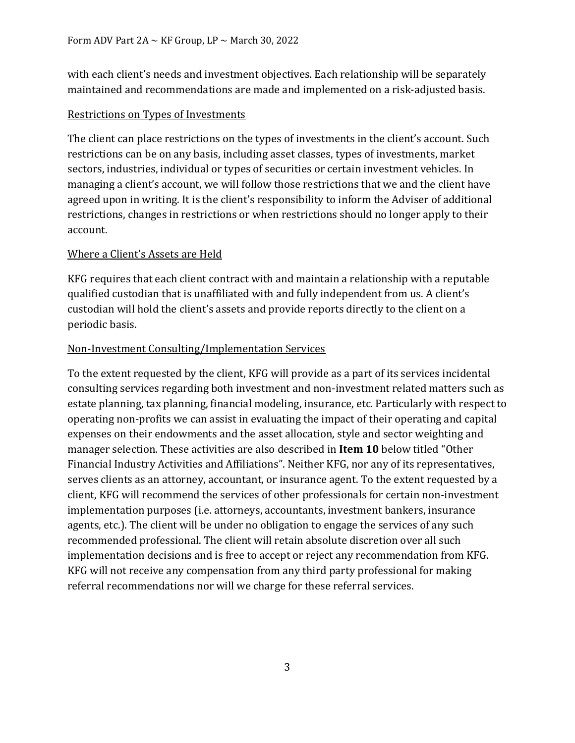with each client's needs and investment objectives. Each relationship will be separately maintained and recommendations are made and implemented on a risk-adjusted basis.

### Restrictions on Types of Investments

The client can place restrictions on the types of investments in the client's account. Such restrictions can be on any basis, including asset classes, types of investments, market sectors, industries, individual or types of securities or certain investment vehicles. In managing a client's account, we will follow those restrictions that we and the client have agreed upon in writing. It is the client's responsibility to inform the Adviser of additional restrictions, changes in restrictions or when restrictions should no longer apply to their account.

### Where a Client's Assets are Held

KFG requires that each client contract with and maintain a relationship with a reputable qualified custodian that is unaffiliated with and fully independent from us. A client's custodian will hold the client's assets and provide reports directly to the client on a periodic basis.

### Non-Investment Consulting/Implementation Services

To the extent requested by the client, KFG will provide as a part of its services incidental consulting services regarding both investment and non-investment related matters such as estate planning, tax planning, financial modeling, insurance, etc. Particularly with respect to operating non-profits we can assist in evaluating the impact of their operating and capital expenses on their endowments and the asset allocation, style and sector weighting and manager selection. These activities are also described in **Item 10** below titled "Other Financial Industry Activities and Affiliations". Neither KFG, nor any of its representatives, serves clients as an attorney, accountant, or insurance agent. To the extent requested by a client, KFG will recommend the services of other professionals for certain non-investment implementation purposes (i.e. attorneys, accountants, investment bankers, insurance agents, etc.). The client will be under no obligation to engage the services of any such recommended professional. The client will retain absolute discretion over all such implementation decisions and is free to accept or reject any recommendation from KFG. KFG will not receive any compensation from any third party professional for making referral recommendations nor will we charge for these referral services.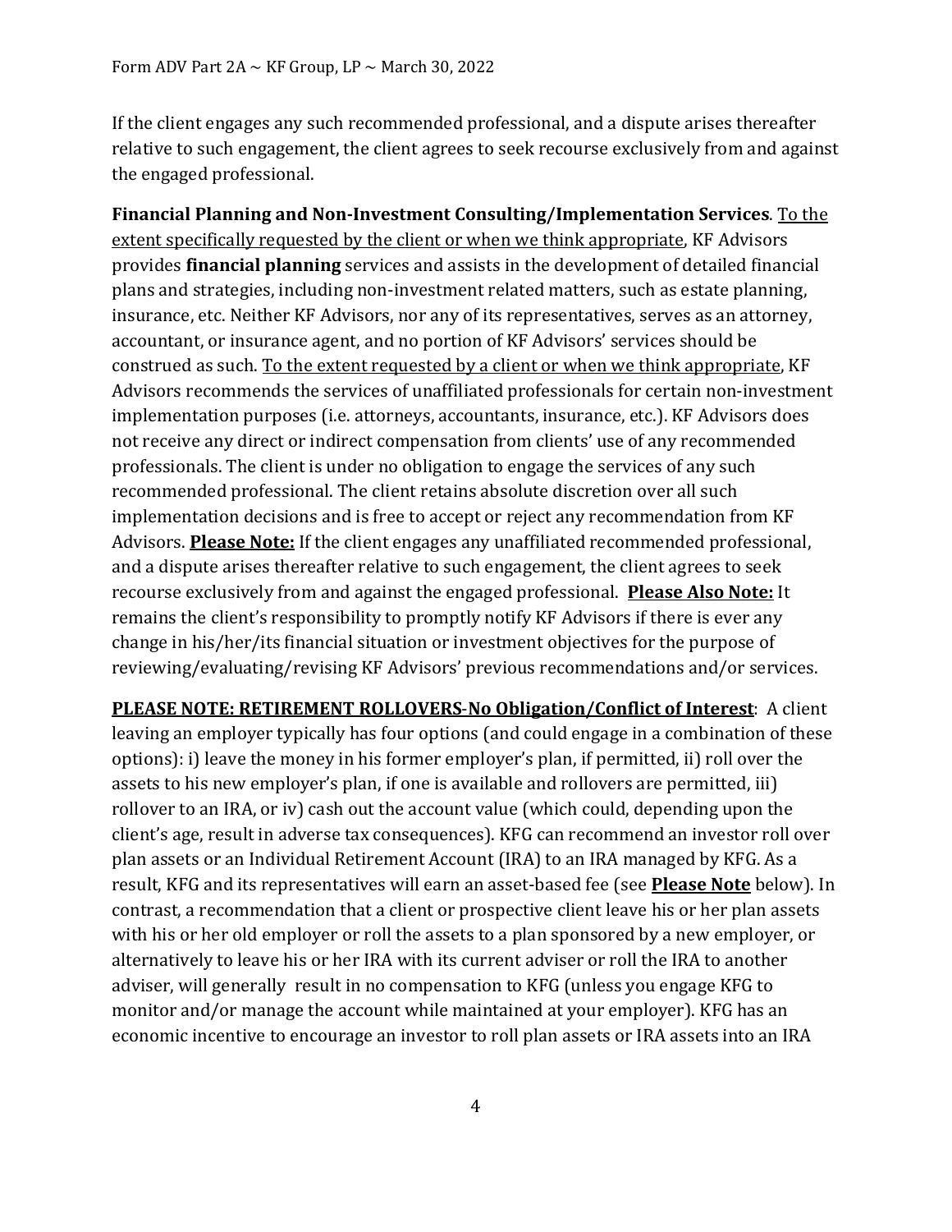If the client engages any such recommended professional, and a dispute arises thereafter relative to such engagement, the client agrees to seek recourse exclusively from and against the engaged professional.

**Financial Planning and Non-Investment Consulting/Implementation Services**. <u>To the extent specifically requested by the client or when we think appropriate</u>, KF Advisors provides **financial planning** services and assists in the development of detailed financial plans and strategies, including non-investment related matters, such as estate planning, insurance, etc. Neither KF Advisors, nor any of its representatives, serves as an attorney, accountant, or insurance agent, and no portion of KF Advisors' services should be construed as such. <u>To the extent requested by a client or when we think appropriate</u>, KF Advisors recommends the services of unaffiliated professionals for certain non-investment implementation purposes (i.e. attorneys, accountants, insurance, etc.). KF Advisors does not receive any direct or indirect compensation from clients' use of any recommended professionals. The client is under no obligation to engage the services of any such recommended professional. The client retains absolute discretion over all such implementation decisions and is free to accept or reject any recommendation from KF Advisors. <u>**Please Note:**</u> If the client engages any unaffiliated recommended professional, and a dispute arises thereafter relative to such engagement, the client agrees to seek recourse exclusively from and against the engaged professional. <u>**Please Also Note:**</u> It remains the client's responsibility to promptly notify KF Advisors if there is ever any change in his/her/its financial situation or investment objectives for the purpose of reviewing/evaluating/revising KF Advisors' previous recommendations and/or services.

<u>**PLEASE NOTE: RETIREMENT ROLLOVERS-No Obligation/Conflict of Interest**</u>: A client leaving an employer typically has four options (and could engage in a combination of these options): i) leave the money in his former employer's plan, if permitted, ii) roll over the assets to his new employer's plan, if one is available and rollovers are permitted, iii) rollover to an IRA, or iv) cash out the account value (which could, depending upon the client's age, result in adverse tax consequences). KFG can recommend an investor roll over plan assets or an Individual Retirement Account (IRA) to an IRA managed by KFG. As a result, KFG and its representatives will earn an asset-based fee (see <u>**Please Note**</u> below). In contrast, a recommendation that a client or prospective client leave his or her plan assets with his or her old employer or roll the assets to a plan sponsored by a new employer, or alternatively to leave his or her IRA with its current adviser or roll the IRA to another adviser, will generally result in no compensation to KFG (unless you engage KFG to monitor and/or manage the account while maintained at your employer). KFG has an economic incentive to encourage an investor to roll plan assets or IRA assets into an IRA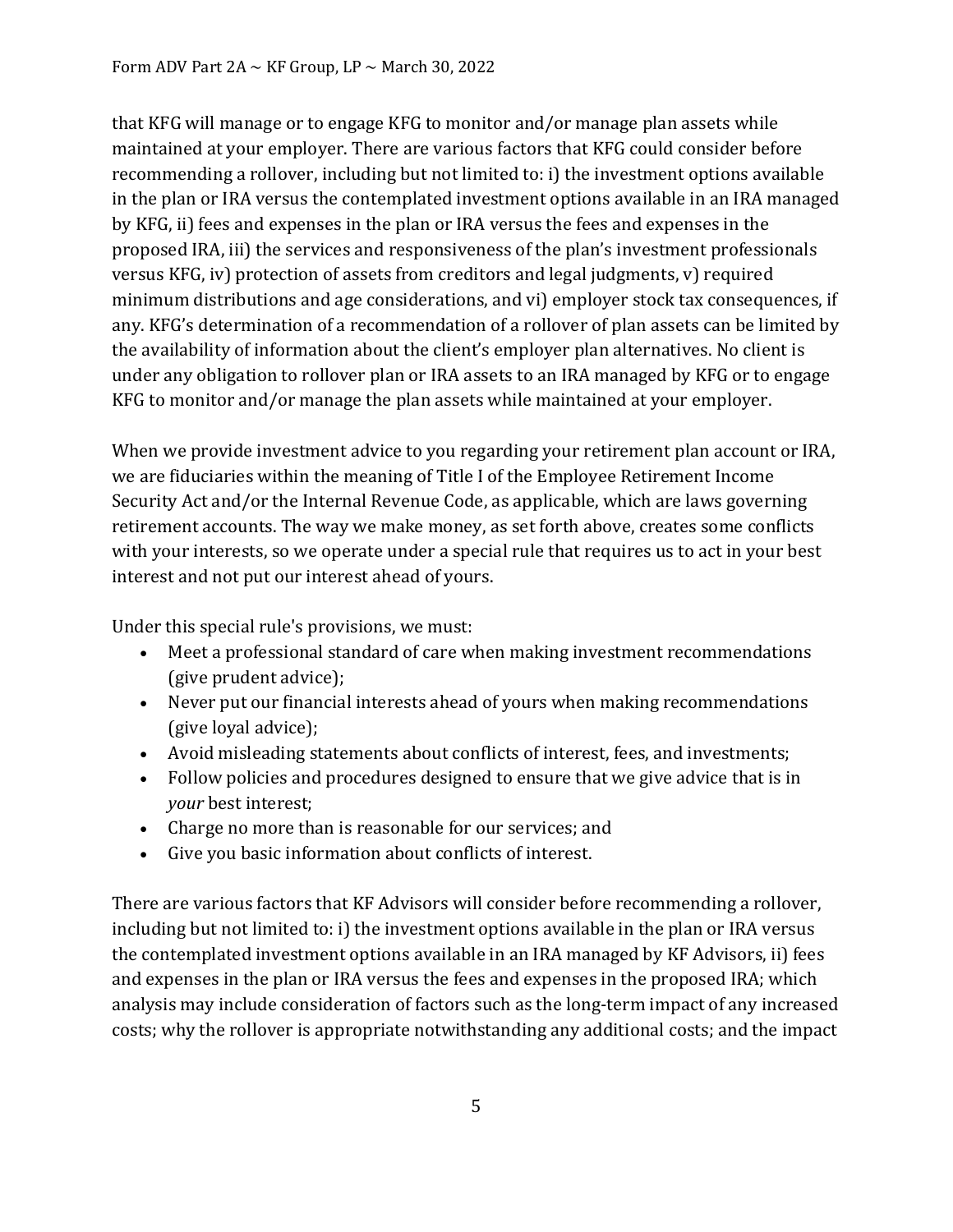that KFG will manage or to engage KFG to monitor and/or manage plan assets while maintained at your employer. There are various factors that KFG could consider before recommending a rollover, including but not limited to: i) the investment options available in the plan or IRA versus the contemplated investment options available in an IRA managed by KFG, ii) fees and expenses in the plan or IRA versus the fees and expenses in the proposed IRA, iii) the services and responsiveness of the plan's investment professionals versus KFG, iv) protection of assets from creditors and legal judgments, v) required minimum distributions and age considerations, and vi) employer stock tax consequences, if any. KFG's determination of a recommendation of a rollover of plan assets can be limited by the availability of information about the client's employer plan alternatives. No client is under any obligation to rollover plan or IRA assets to an IRA managed by KFG or to engage KFG to monitor and/or manage the plan assets while maintained at your employer.

When we provide investment advice to you regarding your retirement plan account or IRA, we are fiduciaries within the meaning of Title I of the Employee Retirement Income Security Act and/or the Internal Revenue Code, as applicable, which are laws governing retirement accounts. The way we make money, as set forth above, creates some conflicts with your interests, so we operate under a special rule that requires us to act in your best interest and not put our interest ahead of yours.

Under this special rule's provisions, we must:

- Meet a professional standard of care when making investment recommendations (give prudent advice);
- Never put our financial interests ahead of yours when making recommendations (give loyal advice);
- Avoid misleading statements about conflicts of interest, fees, and investments;
- Follow policies and procedures designed to ensure that we give advice that is in *your* best interest;
- Charge no more than is reasonable for our services; and
- Give you basic information about conflicts of interest.

There are various factors that KF Advisors will consider before recommending a rollover, including but not limited to: i) the investment options available in the plan or IRA versus the contemplated investment options available in an IRA managed by KF Advisors, ii) fees and expenses in the plan or IRA versus the fees and expenses in the proposed IRA; which analysis may include consideration of factors such as the long-term impact of any increased costs; why the rollover is appropriate notwithstanding any additional costs; and the impact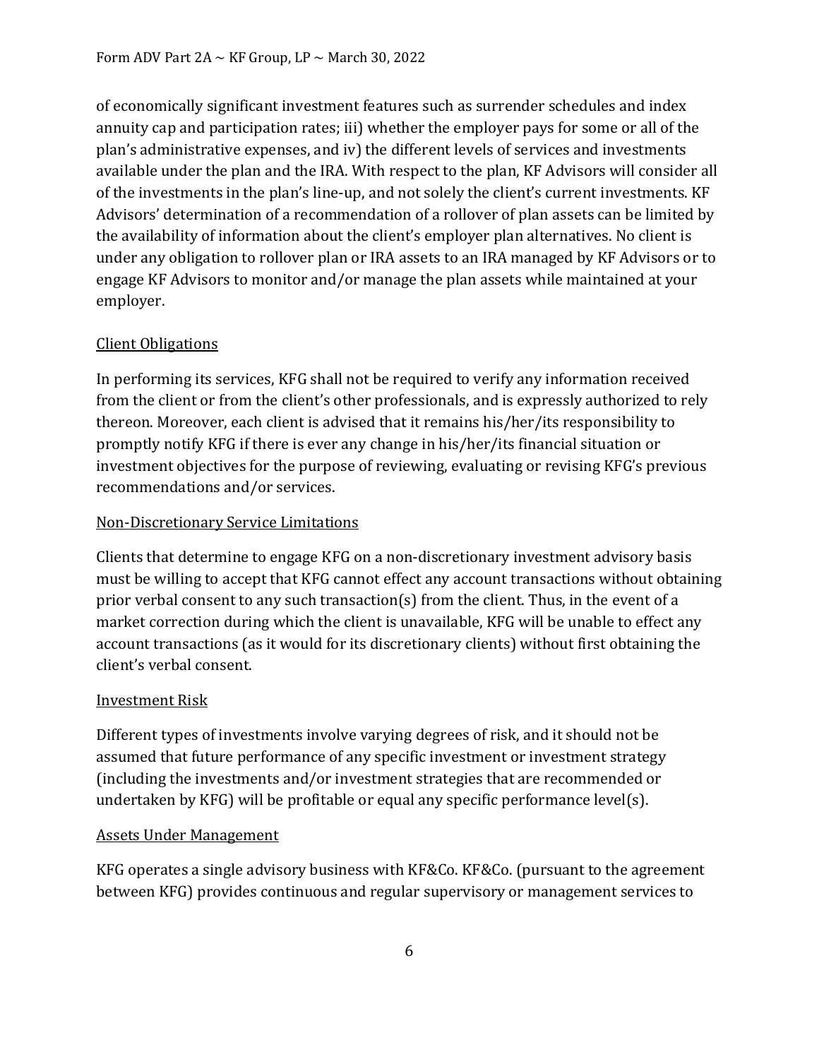of economically significant investment features such as surrender schedules and index annuity cap and participation rates; iii) whether the employer pays for some or all of the plan's administrative expenses, and iv) the different levels of services and investments available under the plan and the IRA. With respect to the plan, KF Advisors will consider all of the investments in the plan's line-up, and not solely the client's current investments. KF Advisors' determination of a recommendation of a rollover of plan assets can be limited by the availability of information about the client's employer plan alternatives. No client is under any obligation to rollover plan or IRA assets to an IRA managed by KF Advisors or to engage KF Advisors to monitor and/or manage the plan assets while maintained at your employer.

<u>Client Obligations</u>

In performing its services, KFG shall not be required to verify any information received from the client or from the client's other professionals, and is expressly authorized to rely thereon. Moreover, each client is advised that it remains his/her/its responsibility to promptly notify KFG if there is ever any change in his/her/its financial situation or investment objectives for the purpose of reviewing, evaluating or revising KFG's previous recommendations and/or services.

<u>Non-Discretionary Service Limitations</u>

Clients that determine to engage KFG on a non-discretionary investment advisory basis must be willing to accept that KFG cannot effect any account transactions without obtaining prior verbal consent to any such transaction(s) from the client. Thus, in the event of a market correction during which the client is unavailable, KFG will be unable to effect any account transactions (as it would for its discretionary clients) without first obtaining the client's verbal consent.

<u>Investment Risk</u>

Different types of investments involve varying degrees of risk, and it should not be assumed that future performance of any specific investment or investment strategy (including the investments and/or investment strategies that are recommended or undertaken by KFG) will be profitable or equal any specific performance level(s).

<u>Assets Under Management</u>

KFG operates a single advisory business with KF&Co. KF&Co. (pursuant to the agreement between KFG) provides continuous and regular supervisory or management services to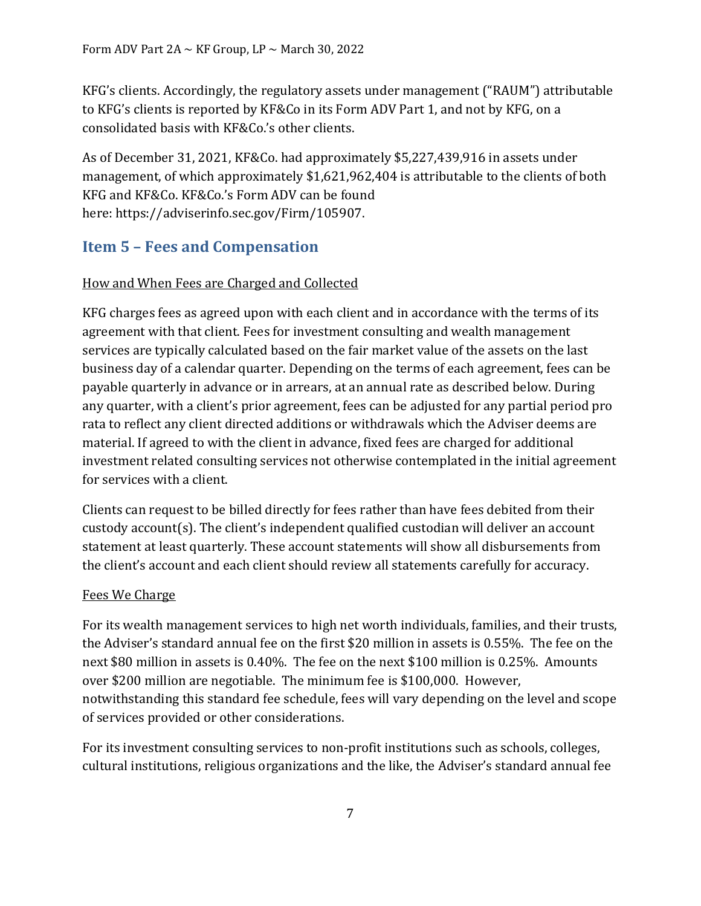KFG's clients. Accordingly, the regulatory assets under management ("RAUM") attributable to KFG's clients is reported by KF&Co in its Form ADV Part 1, and not by KFG, on a consolidated basis with KF&Co.'s other clients.

As of December 31, 2021, KF&Co. had approximately $5,227,439,916 in assets under management, of which approximately $1,621,962,404 is attributable to the clients of both KFG and KF&Co. KF&Co.'s Form ADV can be found here: https://adviserinfo.sec.gov/Firm/105907.

## Item 5 – Fees and Compensation

How and When Fees are Charged and Collected

KFG charges fees as agreed upon with each client and in accordance with the terms of its agreement with that client. Fees for investment consulting and wealth management services are typically calculated based on the fair market value of the assets on the last business day of a calendar quarter. Depending on the terms of each agreement, fees can be payable quarterly in advance or in arrears, at an annual rate as described below. During any quarter, with a client's prior agreement, fees can be adjusted for any partial period pro rata to reflect any client directed additions or withdrawals which the Adviser deems are material. If agreed to with the client in advance, fixed fees are charged for additional investment related consulting services not otherwise contemplated in the initial agreement for services with a client.

Clients can request to be billed directly for fees rather than have fees debited from their custody account(s). The client's independent qualified custodian will deliver an account statement at least quarterly. These account statements will show all disbursements from the client's account and each client should review all statements carefully for accuracy.

Fees We Charge

For its wealth management services to high net worth individuals, families, and their trusts, the Adviser's standard annual fee on the first $20 million in assets is 0.55%. The fee on the next $80 million in assets is 0.40%. The fee on the next $100 million is 0.25%. Amounts over $200 million are negotiable. The minimum fee is $100,000. However, notwithstanding this standard fee schedule, fees will vary depending on the level and scope of services provided or other considerations.

For its investment consulting services to non-profit institutions such as schools, colleges, cultural institutions, religious organizations and the like, the Adviser's standard annual fee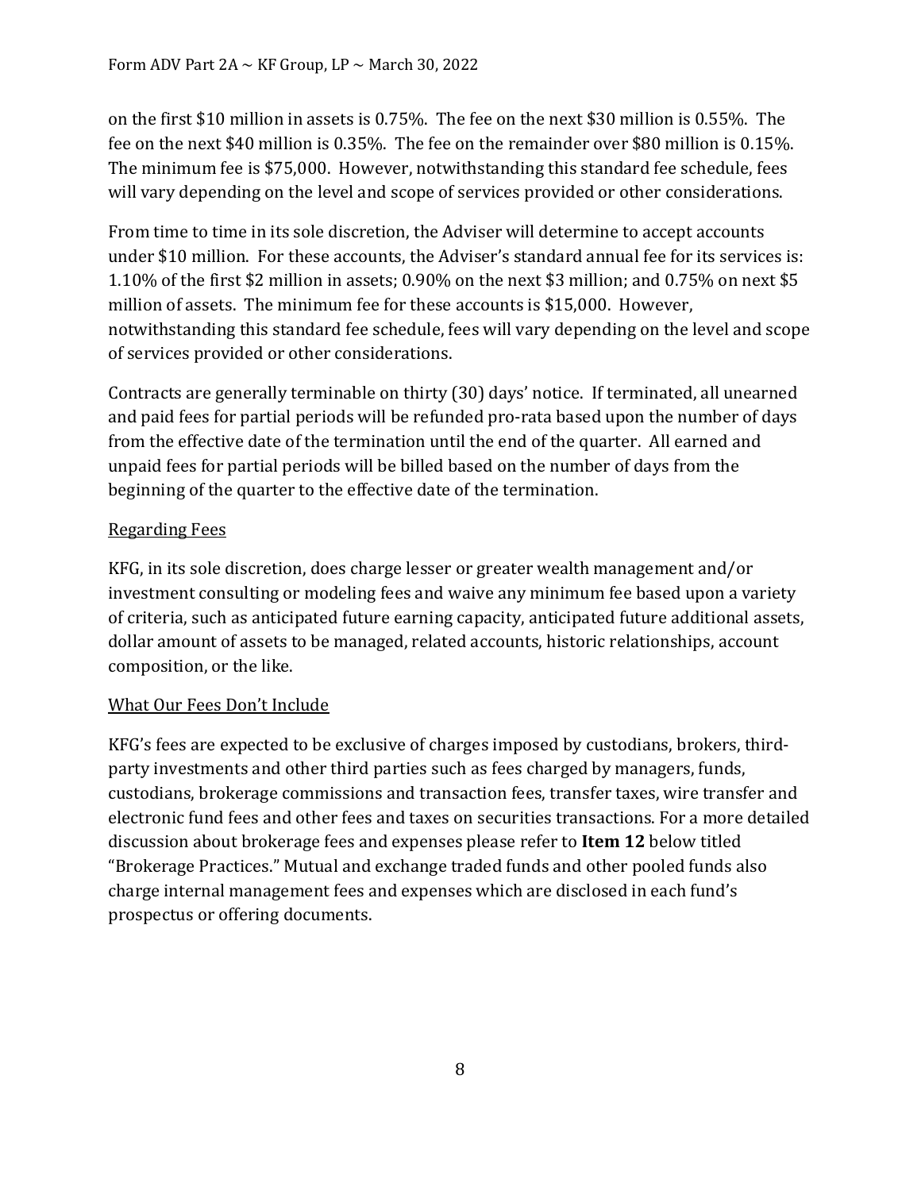on the first $10 million in assets is 0.75%. The fee on the next $30 million is 0.55%. The fee on the next $40 million is 0.35%. The fee on the remainder over $80 million is 0.15%. The minimum fee is $75,000. However, notwithstanding this standard fee schedule, fees will vary depending on the level and scope of services provided or other considerations.

From time to time in its sole discretion, the Adviser will determine to accept accounts under $10 million. For these accounts, the Adviser's standard annual fee for its services is: 1.10% of the first $2 million in assets; 0.90% on the next $3 million; and 0.75% on next $5 million of assets. The minimum fee for these accounts is $15,000. However, notwithstanding this standard fee schedule, fees will vary depending on the level and scope of services provided or other considerations.

Contracts are generally terminable on thirty (30) days' notice. If terminated, all unearned and paid fees for partial periods will be refunded pro-rata based upon the number of days from the effective date of the termination until the end of the quarter. All earned and unpaid fees for partial periods will be billed based on the number of days from the beginning of the quarter to the effective date of the termination.

Regarding Fees

KFG, in its sole discretion, does charge lesser or greater wealth management and/or investment consulting or modeling fees and waive any minimum fee based upon a variety of criteria, such as anticipated future earning capacity, anticipated future additional assets, dollar amount of assets to be managed, related accounts, historic relationships, account composition, or the like.

What Our Fees Don't Include

KFG's fees are expected to be exclusive of charges imposed by custodians, brokers, third-party investments and other third parties such as fees charged by managers, funds, custodians, brokerage commissions and transaction fees, transfer taxes, wire transfer and electronic fund fees and other fees and taxes on securities transactions. For a more detailed discussion about brokerage fees and expenses please refer to **Item 12** below titled "Brokerage Practices." Mutual and exchange traded funds and other pooled funds also charge internal management fees and expenses which are disclosed in each fund's prospectus or offering documents.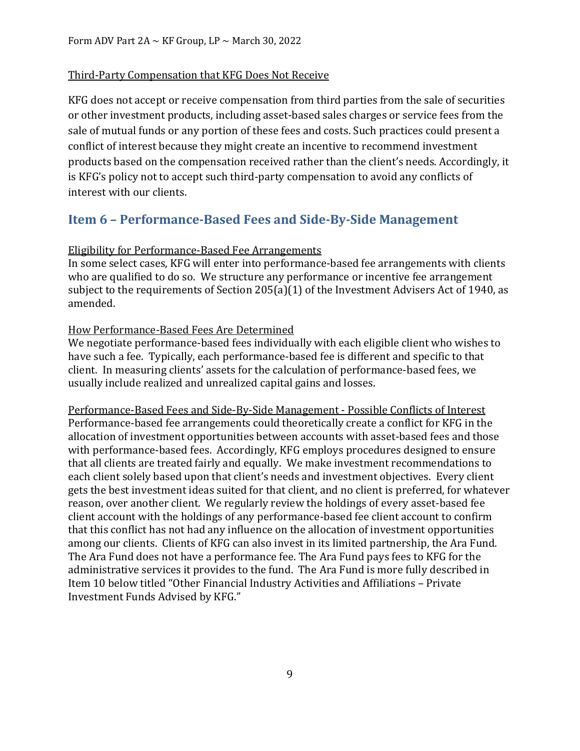Third-Party Compensation that KFG Does Not Receive

KFG does not accept or receive compensation from third parties from the sale of securities or other investment products, including asset-based sales charges or service fees from the sale of mutual funds or any portion of these fees and costs. Such practices could present a conflict of interest because they might create an incentive to recommend investment products based on the compensation received rather than the client's needs. Accordingly, it is KFG's policy not to accept such third-party compensation to avoid any conflicts of interest with our clients.

## Item 6 – Performance-Based Fees and Side-By-Side Management

Eligibility for Performance-Based Fee Arrangements

In some select cases, KFG will enter into performance-based fee arrangements with clients who are qualified to do so. We structure any performance or incentive fee arrangement subject to the requirements of Section 205(a)(1) of the Investment Advisers Act of 1940, as amended.

How Performance-Based Fees Are Determined

We negotiate performance-based fees individually with each eligible client who wishes to have such a fee. Typically, each performance-based fee is different and specific to that client. In measuring clients' assets for the calculation of performance-based fees, we usually include realized and unrealized capital gains and losses.

Performance-Based Fees and Side-By-Side Management - Possible Conflicts of Interest

Performance-based fee arrangements could theoretically create a conflict for KFG in the allocation of investment opportunities between accounts with asset-based fees and those with performance-based fees. Accordingly, KFG employs procedures designed to ensure that all clients are treated fairly and equally. We make investment recommendations to each client solely based upon that client's needs and investment objectives. Every client gets the best investment ideas suited for that client, and no client is preferred, for whatever reason, over another client. We regularly review the holdings of every asset-based fee client account with the holdings of any performance-based fee client account to confirm that this conflict has not had any influence on the allocation of investment opportunities among our clients. Clients of KFG can also invest in its limited partnership, the Ara Fund. The Ara Fund does not have a performance fee. The Ara Fund pays fees to KFG for the administrative services it provides to the fund. The Ara Fund is more fully described in Item 10 below titled "Other Financial Industry Activities and Affiliations – Private Investment Funds Advised by KFG."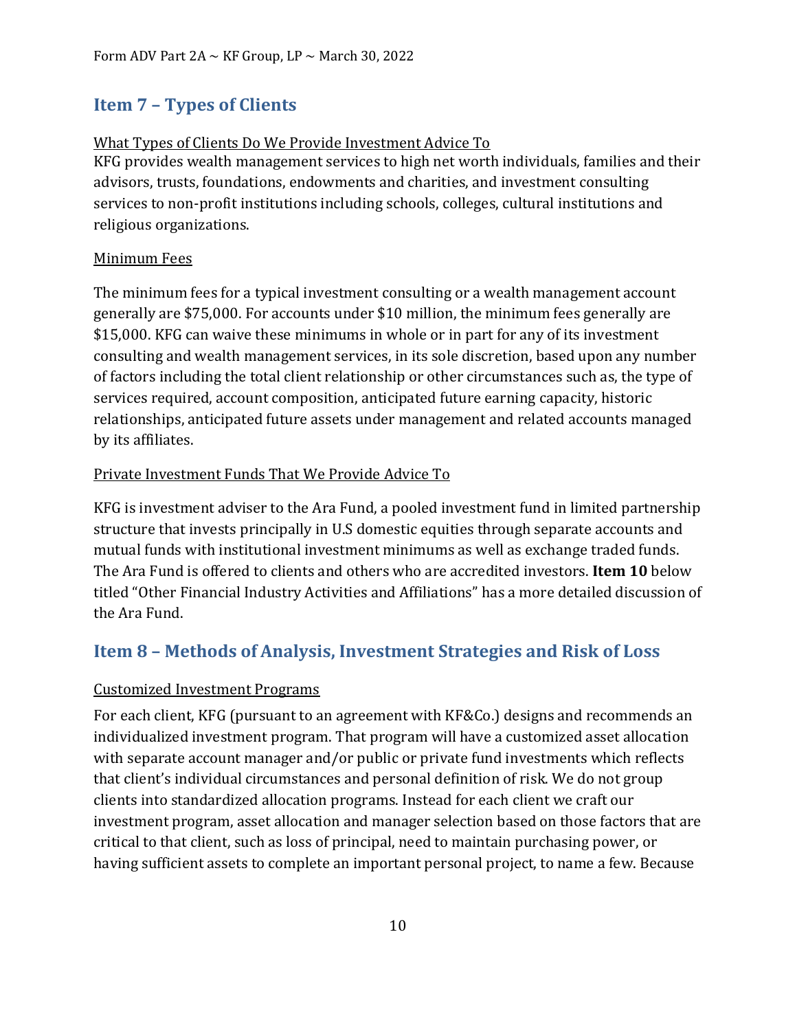## Item 7 – Types of Clients

What Types of Clients Do We Provide Investment Advice To

KFG provides wealth management services to high net worth individuals, families and their advisors, trusts, foundations, endowments and charities, and investment consulting services to non-profit institutions including schools, colleges, cultural institutions and religious organizations.

Minimum Fees

The minimum fees for a typical investment consulting or a wealth management account generally are $75,000. For accounts under $10 million, the minimum fees generally are $15,000. KFG can waive these minimums in whole or in part for any of its investment consulting and wealth management services, in its sole discretion, based upon any number of factors including the total client relationship or other circumstances such as, the type of services required, account composition, anticipated future earning capacity, historic relationships, anticipated future assets under management and related accounts managed by its affiliates.

Private Investment Funds That We Provide Advice To

KFG is investment adviser to the Ara Fund, a pooled investment fund in limited partnership structure that invests principally in U.S domestic equities through separate accounts and mutual funds with institutional investment minimums as well as exchange traded funds. The Ara Fund is offered to clients and others who are accredited investors. **Item 10** below titled "Other Financial Industry Activities and Affiliations" has a more detailed discussion of the Ara Fund.

## Item 8 – Methods of Analysis, Investment Strategies and Risk of Loss

Customized Investment Programs

For each client, KFG (pursuant to an agreement with KF&Co.) designs and recommends an individualized investment program. That program will have a customized asset allocation with separate account manager and/or public or private fund investments which reflects that client's individual circumstances and personal definition of risk. We do not group clients into standardized allocation programs. Instead for each client we craft our investment program, asset allocation and manager selection based on those factors that are critical to that client, such as loss of principal, need to maintain purchasing power, or having sufficient assets to complete an important personal project, to name a few. Because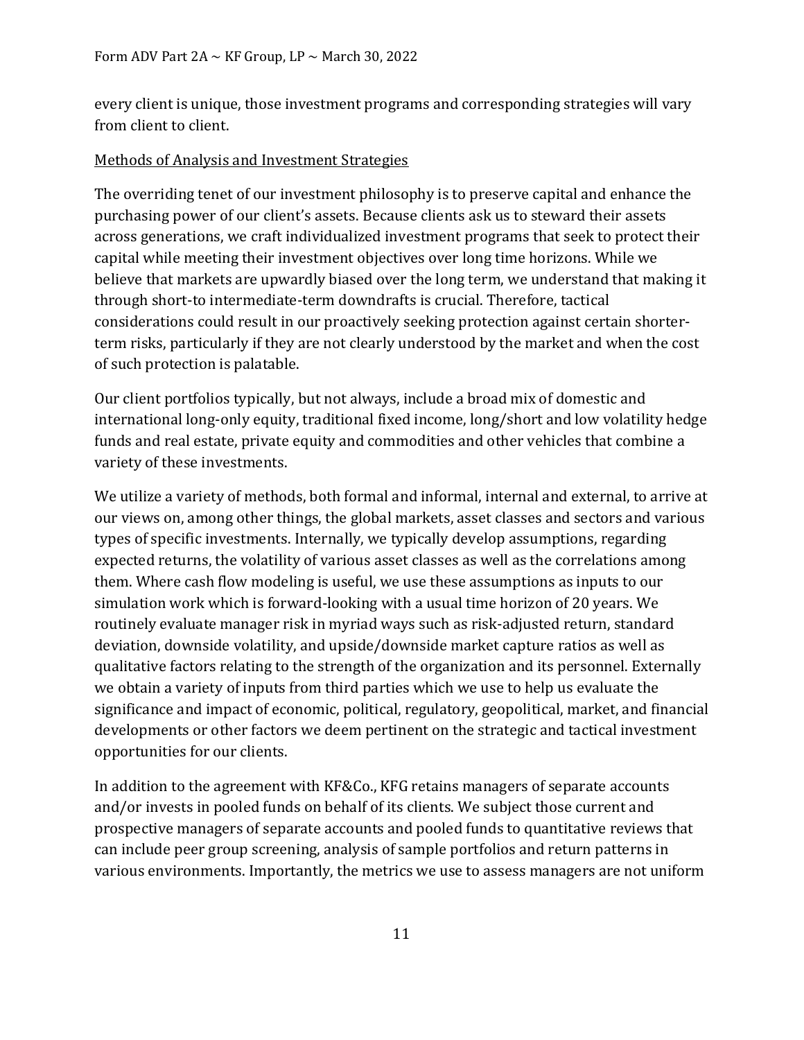every client is unique, those investment programs and corresponding strategies will vary from client to client.

Methods of Analysis and Investment Strategies

The overriding tenet of our investment philosophy is to preserve capital and enhance the purchasing power of our client's assets. Because clients ask us to steward their assets across generations, we craft individualized investment programs that seek to protect their capital while meeting their investment objectives over long time horizons. While we believe that markets are upwardly biased over the long term, we understand that making it through short-to intermediate-term downdrafts is crucial. Therefore, tactical considerations could result in our proactively seeking protection against certain shorter-term risks, particularly if they are not clearly understood by the market and when the cost of such protection is palatable.

Our client portfolios typically, but not always, include a broad mix of domestic and international long-only equity, traditional fixed income, long/short and low volatility hedge funds and real estate, private equity and commodities and other vehicles that combine a variety of these investments.

We utilize a variety of methods, both formal and informal, internal and external, to arrive at our views on, among other things, the global markets, asset classes and sectors and various types of specific investments. Internally, we typically develop assumptions, regarding expected returns, the volatility of various asset classes as well as the correlations among them. Where cash flow modeling is useful, we use these assumptions as inputs to our simulation work which is forward-looking with a usual time horizon of 20 years. We routinely evaluate manager risk in myriad ways such as risk-adjusted return, standard deviation, downside volatility, and upside/downside market capture ratios as well as qualitative factors relating to the strength of the organization and its personnel. Externally we obtain a variety of inputs from third parties which we use to help us evaluate the significance and impact of economic, political, regulatory, geopolitical, market, and financial developments or other factors we deem pertinent on the strategic and tactical investment opportunities for our clients.

In addition to the agreement with KF&Co., KFG retains managers of separate accounts and/or invests in pooled funds on behalf of its clients. We subject those current and prospective managers of separate accounts and pooled funds to quantitative reviews that can include peer group screening, analysis of sample portfolios and return patterns in various environments. Importantly, the metrics we use to assess managers are not uniform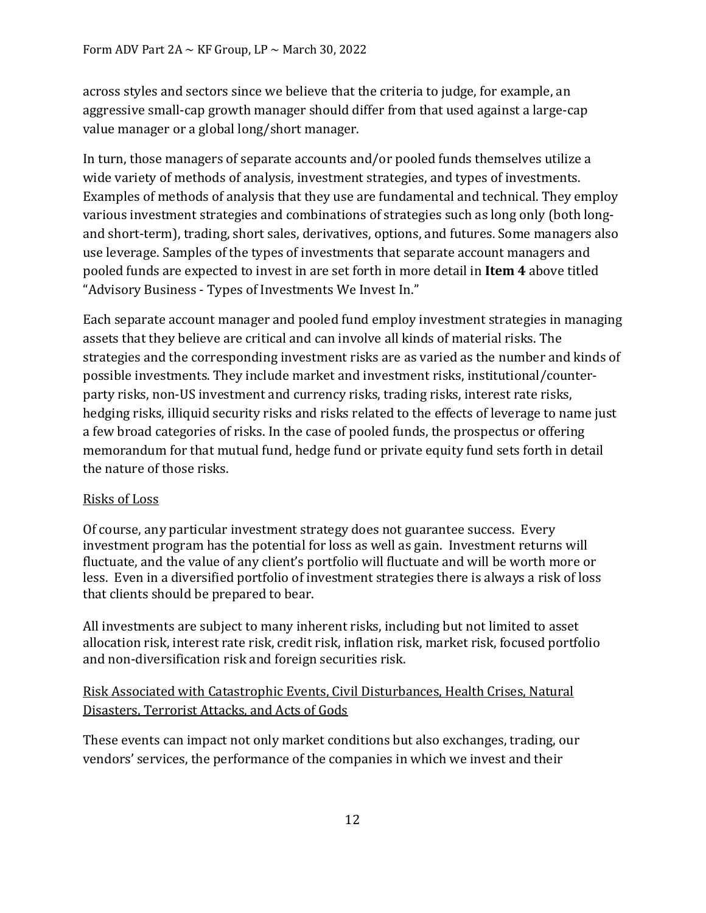across styles and sectors since we believe that the criteria to judge, for example, an aggressive small-cap growth manager should differ from that used against a large-cap value manager or a global long/short manager.

In turn, those managers of separate accounts and/or pooled funds themselves utilize a wide variety of methods of analysis, investment strategies, and types of investments. Examples of methods of analysis that they use are fundamental and technical. They employ various investment strategies and combinations of strategies such as long only (both long- and short-term), trading, short sales, derivatives, options, and futures. Some managers also use leverage. Samples of the types of investments that separate account managers and pooled funds are expected to invest in are set forth in more detail in **Item 4** above titled "Advisory Business - Types of Investments We Invest In."

Each separate account manager and pooled fund employ investment strategies in managing assets that they believe are critical and can involve all kinds of material risks. The strategies and the corresponding investment risks are as varied as the number and kinds of possible investments. They include market and investment risks, institutional/counter-party risks, non-US investment and currency risks, trading risks, interest rate risks, hedging risks, illiquid security risks and risks related to the effects of leverage to name just a few broad categories of risks. In the case of pooled funds, the prospectus or offering memorandum for that mutual fund, hedge fund or private equity fund sets forth in detail the nature of those risks.

Risks of Loss

Of course, any particular investment strategy does not guarantee success. Every investment program has the potential for loss as well as gain. Investment returns will fluctuate, and the value of any client's portfolio will fluctuate and will be worth more or less. Even in a diversified portfolio of investment strategies there is always a risk of loss that clients should be prepared to bear.

All investments are subject to many inherent risks, including but not limited to asset allocation risk, interest rate risk, credit risk, inflation risk, market risk, focused portfolio and non-diversification risk and foreign securities risk.

Risk Associated with Catastrophic Events, Civil Disturbances, Health Crises, Natural Disasters, Terrorist Attacks, and Acts of Gods

These events can impact not only market conditions but also exchanges, trading, our vendors' services, the performance of the companies in which we invest and their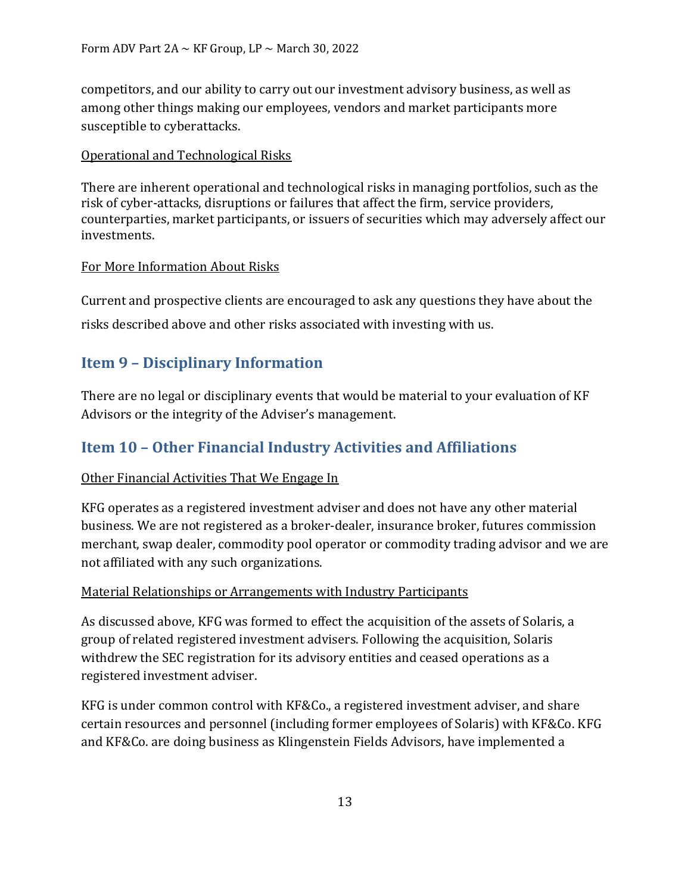competitors, and our ability to carry out our investment advisory business, as well as among other things making our employees, vendors and market participants more susceptible to cyberattacks.

Operational and Technological Risks

There are inherent operational and technological risks in managing portfolios, such as the risk of cyber-attacks, disruptions or failures that affect the firm, service providers, counterparties, market participants, or issuers of securities which may adversely affect our investments.

For More Information About Risks

Current and prospective clients are encouraged to ask any questions they have about the risks described above and other risks associated with investing with us.

## Item 9 – Disciplinary Information

There are no legal or disciplinary events that would be material to your evaluation of KF Advisors or the integrity of the Adviser's management.

## Item 10 – Other Financial Industry Activities and Affiliations

Other Financial Activities That We Engage In

KFG operates as a registered investment adviser and does not have any other material business. We are not registered as a broker-dealer, insurance broker, futures commission merchant, swap dealer, commodity pool operator or commodity trading advisor and we are not affiliated with any such organizations.

Material Relationships or Arrangements with Industry Participants

As discussed above, KFG was formed to effect the acquisition of the assets of Solaris, a group of related registered investment advisers. Following the acquisition, Solaris withdrew the SEC registration for its advisory entities and ceased operations as a registered investment adviser.

KFG is under common control with KF&Co., a registered investment adviser, and share certain resources and personnel (including former employees of Solaris) with KF&Co. KFG and KF&Co. are doing business as Klingenstein Fields Advisors, have implemented a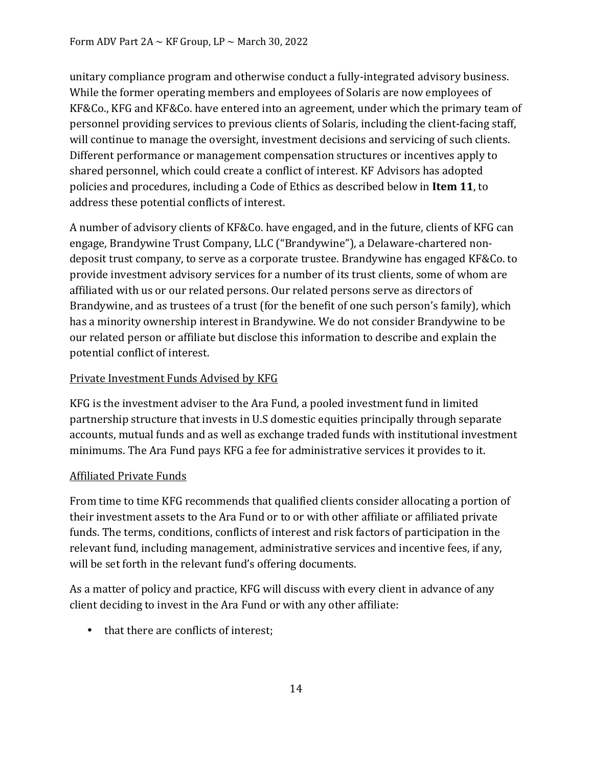unitary compliance program and otherwise conduct a fully-integrated advisory business. While the former operating members and employees of Solaris are now employees of KF&Co., KFG and KF&Co. have entered into an agreement, under which the primary team of personnel providing services to previous clients of Solaris, including the client-facing staff, will continue to manage the oversight, investment decisions and servicing of such clients. Different performance or management compensation structures or incentives apply to shared personnel, which could create a conflict of interest. KF Advisors has adopted policies and procedures, including a Code of Ethics as described below in **Item 11**, to address these potential conflicts of interest.

A number of advisory clients of KF&Co. have engaged, and in the future, clients of KFG can engage, Brandywine Trust Company, LLC ("Brandywine"), a Delaware-chartered non-deposit trust company, to serve as a corporate trustee. Brandywine has engaged KF&Co. to provide investment advisory services for a number of its trust clients, some of whom are affiliated with us or our related persons. Our related persons serve as directors of Brandywine, and as trustees of a trust (for the benefit of one such person's family), which has a minority ownership interest in Brandywine. We do not consider Brandywine to be our related person or affiliate but disclose this information to describe and explain the potential conflict of interest.

<u>Private Investment Funds Advised by KFG</u>

KFG is the investment adviser to the Ara Fund, a pooled investment fund in limited partnership structure that invests in U.S domestic equities principally through separate accounts, mutual funds and as well as exchange traded funds with institutional investment minimums. The Ara Fund pays KFG a fee for administrative services it provides to it.

<u>Affiliated Private Funds</u>

From time to time KFG recommends that qualified clients consider allocating a portion of their investment assets to the Ara Fund or to or with other affiliate or affiliated private funds. The terms, conditions, conflicts of interest and risk factors of participation in the relevant fund, including management, administrative services and incentive fees, if any, will be set forth in the relevant fund's offering documents.

As a matter of policy and practice, KFG will discuss with every client in advance of any client deciding to invest in the Ara Fund or with any other affiliate:

- that there are conflicts of interest;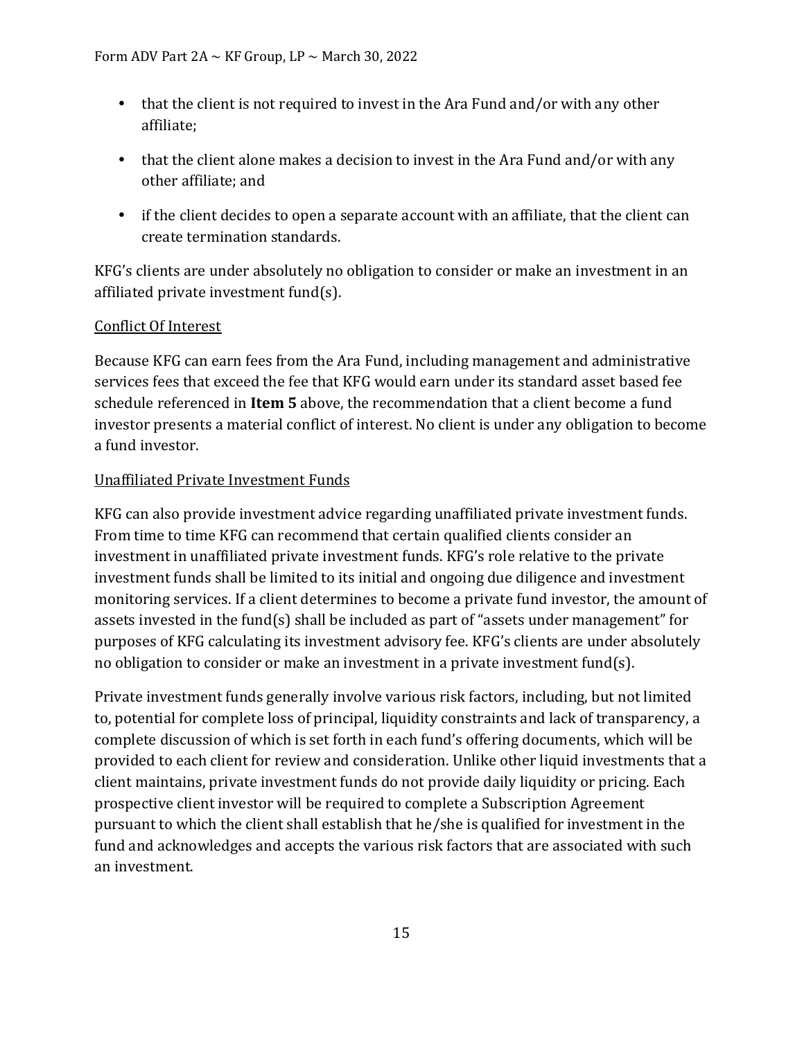- that the client is not required to invest in the Ara Fund and/or with any other affiliate;
- that the client alone makes a decision to invest in the Ara Fund and/or with any other affiliate; and
- if the client decides to open a separate account with an affiliate, that the client can create termination standards.

KFG's clients are under absolutely no obligation to consider or make an investment in an affiliated private investment fund(s).

<u>Conflict Of Interest</u>

Because KFG can earn fees from the Ara Fund, including management and administrative services fees that exceed the fee that KFG would earn under its standard asset based fee schedule referenced in **Item 5** above, the recommendation that a client become a fund investor presents a material conflict of interest. No client is under any obligation to become a fund investor.

<u>Unaffiliated Private Investment Funds</u>

KFG can also provide investment advice regarding unaffiliated private investment funds. From time to time KFG can recommend that certain qualified clients consider an investment in unaffiliated private investment funds. KFG's role relative to the private investment funds shall be limited to its initial and ongoing due diligence and investment monitoring services. If a client determines to become a private fund investor, the amount of assets invested in the fund(s) shall be included as part of "assets under management" for purposes of KFG calculating its investment advisory fee. KFG's clients are under absolutely no obligation to consider or make an investment in a private investment fund(s).

Private investment funds generally involve various risk factors, including, but not limited to, potential for complete loss of principal, liquidity constraints and lack of transparency, a complete discussion of which is set forth in each fund's offering documents, which will be provided to each client for review and consideration. Unlike other liquid investments that a client maintains, private investment funds do not provide daily liquidity or pricing. Each prospective client investor will be required to complete a Subscription Agreement pursuant to which the client shall establish that he/she is qualified for investment in the fund and acknowledges and accepts the various risk factors that are associated with such an investment.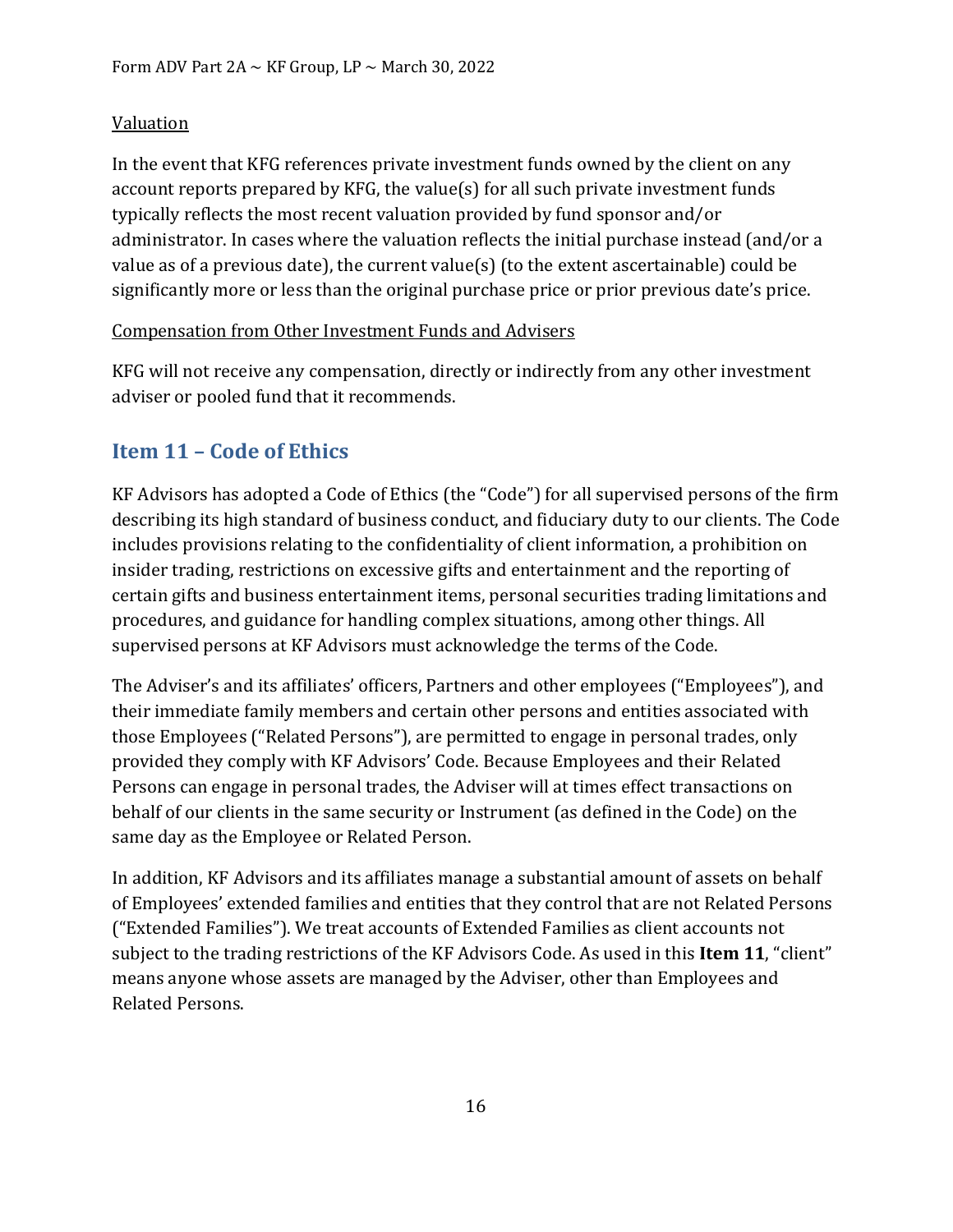Valuation

In the event that KFG references private investment funds owned by the client on any account reports prepared by KFG, the value(s) for all such private investment funds typically reflects the most recent valuation provided by fund sponsor and/or administrator. In cases where the valuation reflects the initial purchase instead (and/or a value as of a previous date), the current value(s) (to the extent ascertainable) could be significantly more or less than the original purchase price or prior previous date's price.

Compensation from Other Investment Funds and Advisers

KFG will not receive any compensation, directly or indirectly from any other investment adviser or pooled fund that it recommends.

## Item 11 – Code of Ethics

KF Advisors has adopted a Code of Ethics (the "Code") for all supervised persons of the firm describing its high standard of business conduct, and fiduciary duty to our clients. The Code includes provisions relating to the confidentiality of client information, a prohibition on insider trading, restrictions on excessive gifts and entertainment and the reporting of certain gifts and business entertainment items, personal securities trading limitations and procedures, and guidance for handling complex situations, among other things. All supervised persons at KF Advisors must acknowledge the terms of the Code.

The Adviser's and its affiliates' officers, Partners and other employees ("Employees"), and their immediate family members and certain other persons and entities associated with those Employees ("Related Persons"), are permitted to engage in personal trades, only provided they comply with KF Advisors' Code. Because Employees and their Related Persons can engage in personal trades, the Adviser will at times effect transactions on behalf of our clients in the same security or Instrument (as defined in the Code) on the same day as the Employee or Related Person.

In addition, KF Advisors and its affiliates manage a substantial amount of assets on behalf of Employees' extended families and entities that they control that are not Related Persons ("Extended Families"). We treat accounts of Extended Families as client accounts not subject to the trading restrictions of the KF Advisors Code. As used in this **Item 11**, "client" means anyone whose assets are managed by the Adviser, other than Employees and Related Persons.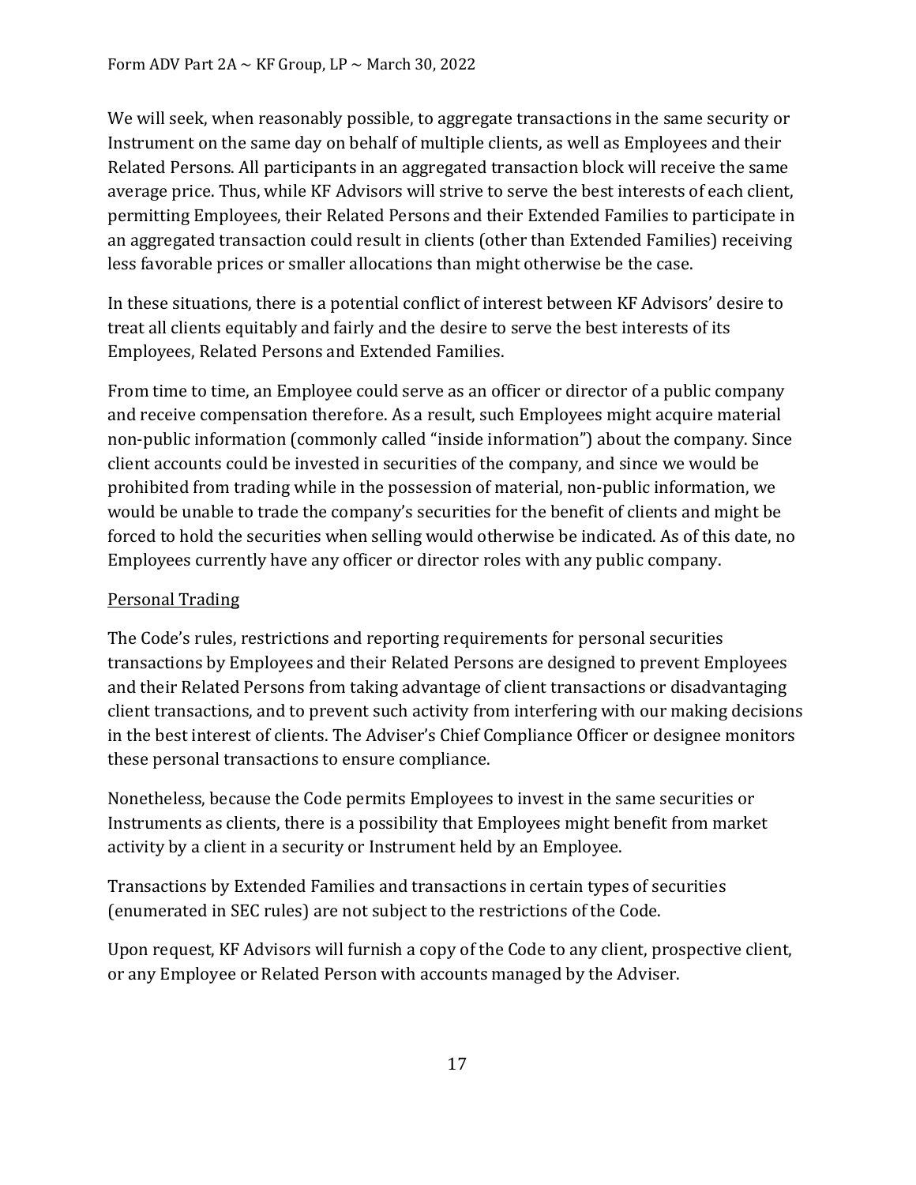We will seek, when reasonably possible, to aggregate transactions in the same security or Instrument on the same day on behalf of multiple clients, as well as Employees and their Related Persons. All participants in an aggregated transaction block will receive the same average price. Thus, while KF Advisors will strive to serve the best interests of each client, permitting Employees, their Related Persons and their Extended Families to participate in an aggregated transaction could result in clients (other than Extended Families) receiving less favorable prices or smaller allocations than might otherwise be the case.

In these situations, there is a potential conflict of interest between KF Advisors' desire to treat all clients equitably and fairly and the desire to serve the best interests of its Employees, Related Persons and Extended Families.

From time to time, an Employee could serve as an officer or director of a public company and receive compensation therefore. As a result, such Employees might acquire material non-public information (commonly called "inside information") about the company. Since client accounts could be invested in securities of the company, and since we would be prohibited from trading while in the possession of material, non-public information, we would be unable to trade the company's securities for the benefit of clients and might be forced to hold the securities when selling would otherwise be indicated. As of this date, no Employees currently have any officer or director roles with any public company.

<u>Personal Trading</u>

The Code's rules, restrictions and reporting requirements for personal securities transactions by Employees and their Related Persons are designed to prevent Employees and their Related Persons from taking advantage of client transactions or disadvantaging client transactions, and to prevent such activity from interfering with our making decisions in the best interest of clients. The Adviser's Chief Compliance Officer or designee monitors these personal transactions to ensure compliance.

Nonetheless, because the Code permits Employees to invest in the same securities or Instruments as clients, there is a possibility that Employees might benefit from market activity by a client in a security or Instrument held by an Employee.

Transactions by Extended Families and transactions in certain types of securities (enumerated in SEC rules) are not subject to the restrictions of the Code.

Upon request, KF Advisors will furnish a copy of the Code to any client, prospective client, or any Employee or Related Person with accounts managed by the Adviser.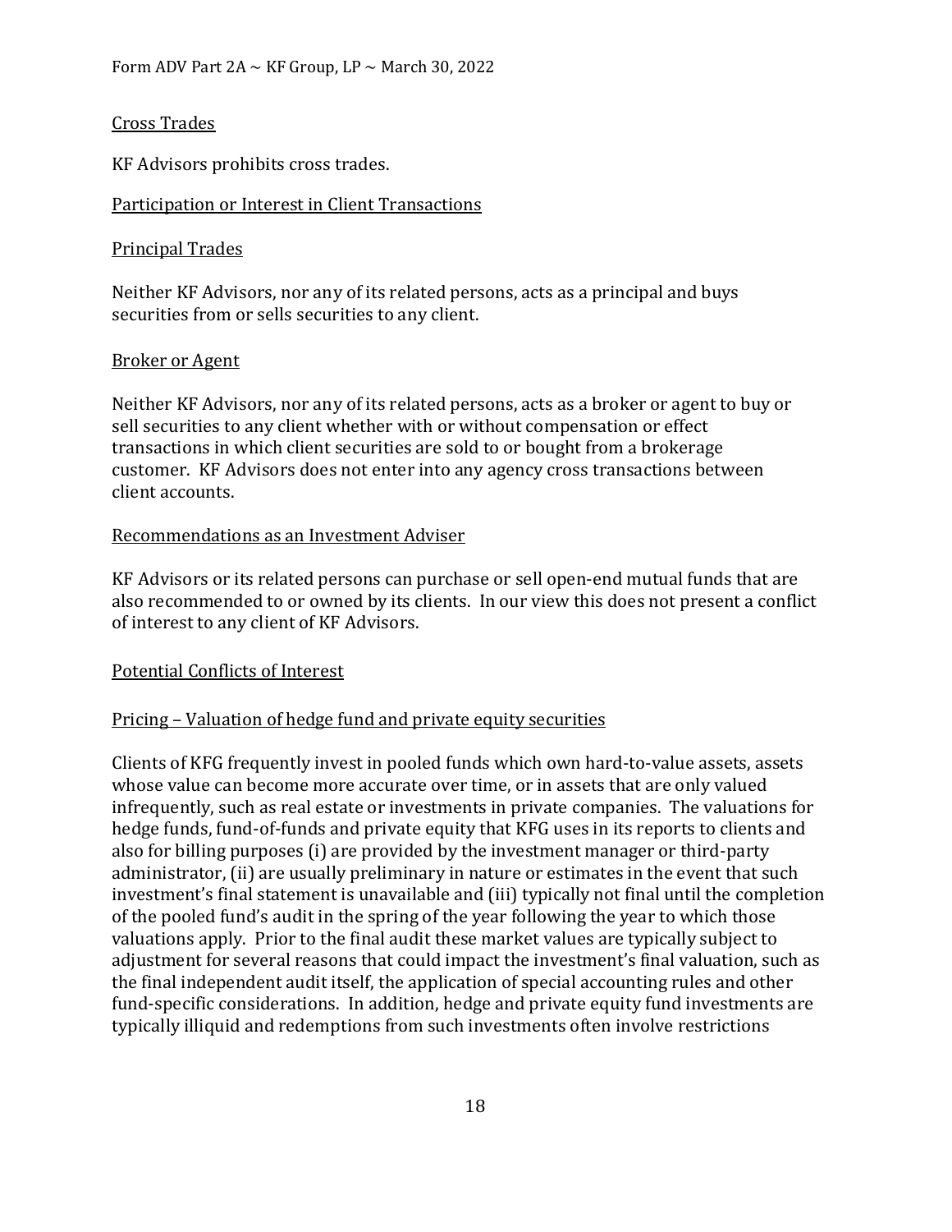Cross Trades

KF Advisors prohibits cross trades.

Participation or Interest in Client Transactions

Principal Trades

Neither KF Advisors, nor any of its related persons, acts as a principal and buys securities from or sells securities to any client.

Broker or Agent

Neither KF Advisors, nor any of its related persons, acts as a broker or agent to buy or sell securities to any client whether with or without compensation or effect transactions in which client securities are sold to or bought from a brokerage customer. KF Advisors does not enter into any agency cross transactions between client accounts.

Recommendations as an Investment Adviser

KF Advisors or its related persons can purchase or sell open-end mutual funds that are also recommended to or owned by its clients. In our view this does not present a conflict of interest to any client of KF Advisors.

Potential Conflicts of Interest

Pricing – Valuation of hedge fund and private equity securities

Clients of KFG frequently invest in pooled funds which own hard-to-value assets, assets whose value can become more accurate over time, or in assets that are only valued infrequently, such as real estate or investments in private companies. The valuations for hedge funds, fund-of-funds and private equity that KFG uses in its reports to clients and also for billing purposes (i) are provided by the investment manager or third-party administrator, (ii) are usually preliminary in nature or estimates in the event that such investment's final statement is unavailable and (iii) typically not final until the completion of the pooled fund's audit in the spring of the year following the year to which those valuations apply. Prior to the final audit these market values are typically subject to adjustment for several reasons that could impact the investment's final valuation, such as the final independent audit itself, the application of special accounting rules and other fund-specific considerations. In addition, hedge and private equity fund investments are typically illiquid and redemptions from such investments often involve restrictions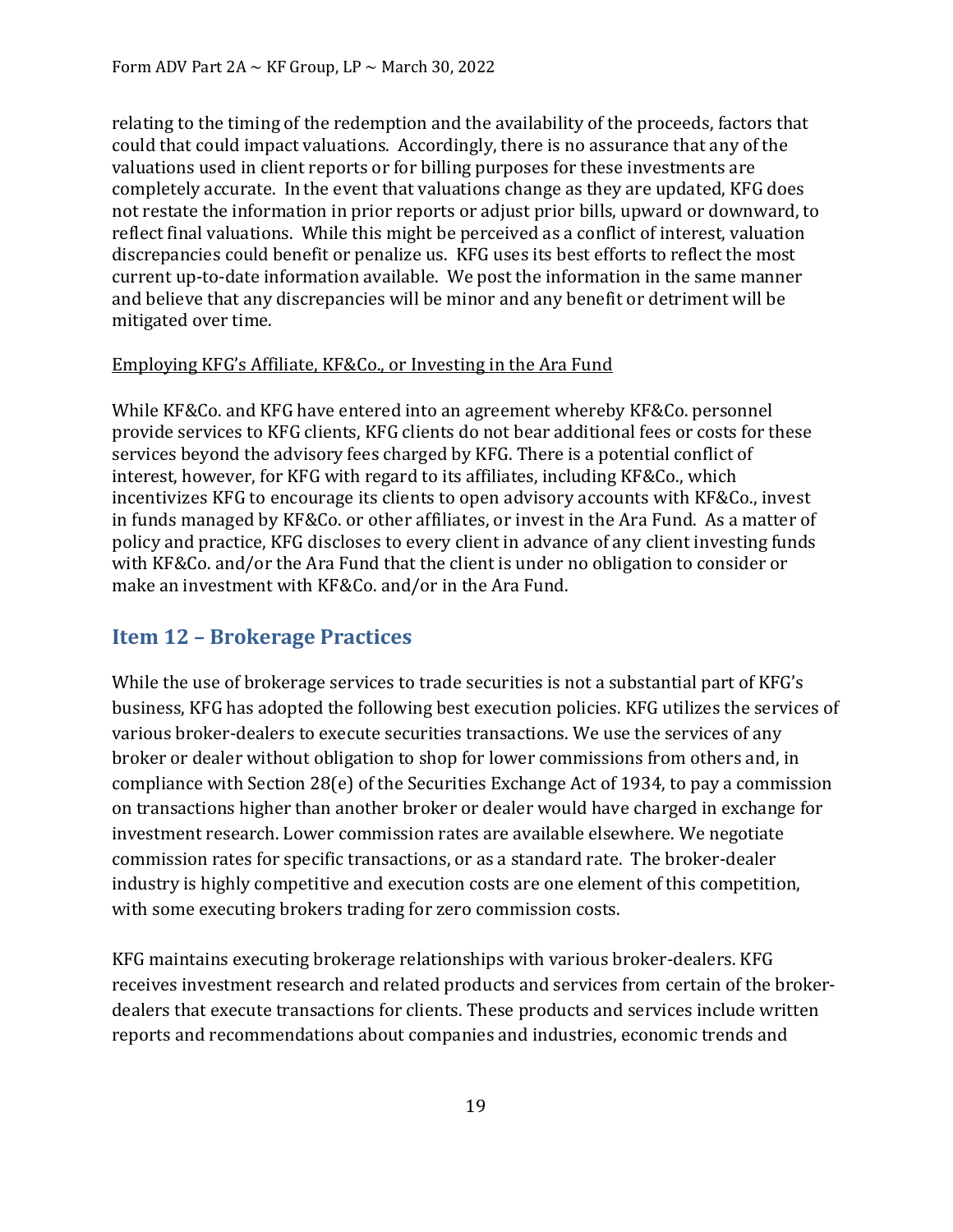relating to the timing of the redemption and the availability of the proceeds, factors that could that could impact valuations. Accordingly, there is no assurance that any of the valuations used in client reports or for billing purposes for these investments are completely accurate. In the event that valuations change as they are updated, KFG does not restate the information in prior reports or adjust prior bills, upward or downward, to reflect final valuations. While this might be perceived as a conflict of interest, valuation discrepancies could benefit or penalize us. KFG uses its best efforts to reflect the most current up-to-date information available. We post the information in the same manner and believe that any discrepancies will be minor and any benefit or detriment will be mitigated over time.

Employing KFG's Affiliate, KF&Co., or Investing in the Ara Fund

While KF&Co. and KFG have entered into an agreement whereby KF&Co. personnel provide services to KFG clients, KFG clients do not bear additional fees or costs for these services beyond the advisory fees charged by KFG. There is a potential conflict of interest, however, for KFG with regard to its affiliates, including KF&Co., which incentivizes KFG to encourage its clients to open advisory accounts with KF&Co., invest in funds managed by KF&Co. or other affiliates, or invest in the Ara Fund. As a matter of policy and practice, KFG discloses to every client in advance of any client investing funds with KF&Co. and/or the Ara Fund that the client is under no obligation to consider or make an investment with KF&Co. and/or in the Ara Fund.

## Item 12 – Brokerage Practices

While the use of brokerage services to trade securities is not a substantial part of KFG's business, KFG has adopted the following best execution policies. KFG utilizes the services of various broker-dealers to execute securities transactions. We use the services of any broker or dealer without obligation to shop for lower commissions from others and, in compliance with Section 28(e) of the Securities Exchange Act of 1934, to pay a commission on transactions higher than another broker or dealer would have charged in exchange for investment research. Lower commission rates are available elsewhere. We negotiate commission rates for specific transactions, or as a standard rate. The broker-dealer industry is highly competitive and execution costs are one element of this competition, with some executing brokers trading for zero commission costs.

KFG maintains executing brokerage relationships with various broker-dealers. KFG receives investment research and related products and services from certain of the broker-dealers that execute transactions for clients. These products and services include written reports and recommendations about companies and industries, economic trends and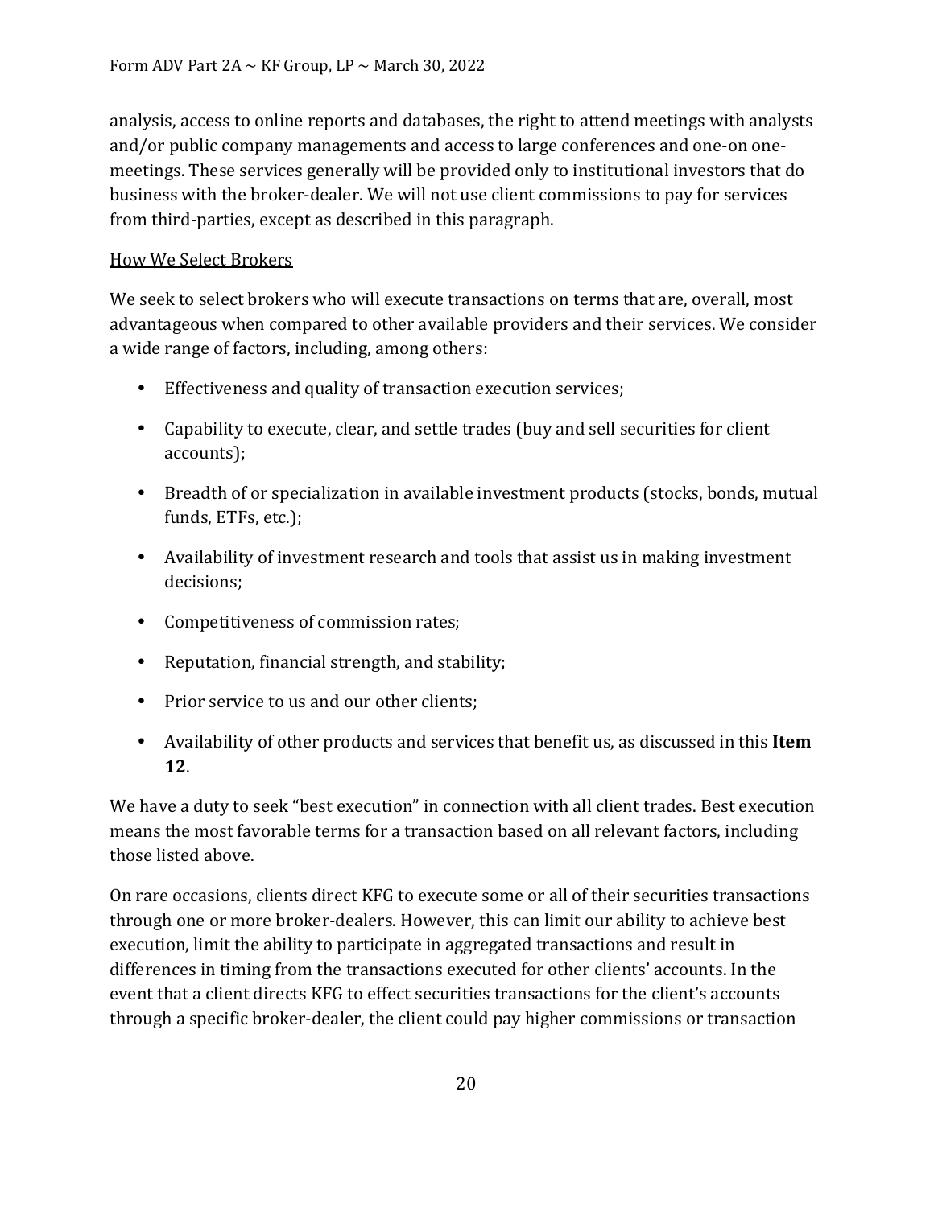analysis, access to online reports and databases, the right to attend meetings with analysts and/or public company managements and access to large conferences and one-on one-meetings. These services generally will be provided only to institutional investors that do business with the broker-dealer. We will not use client commissions to pay for services from third-parties, except as described in this paragraph.

How We Select Brokers

We seek to select brokers who will execute transactions on terms that are, overall, most advantageous when compared to other available providers and their services. We consider a wide range of factors, including, among others:

- Effectiveness and quality of transaction execution services;
- Capability to execute, clear, and settle trades (buy and sell securities for client accounts);
- Breadth of or specialization in available investment products (stocks, bonds, mutual funds, ETFs, etc.);
- Availability of investment research and tools that assist us in making investment decisions;
- Competitiveness of commission rates;
- Reputation, financial strength, and stability;
- Prior service to us and our other clients;
- Availability of other products and services that benefit us, as discussed in this **Item 12**.

We have a duty to seek "best execution" in connection with all client trades. Best execution means the most favorable terms for a transaction based on all relevant factors, including those listed above.

On rare occasions, clients direct KFG to execute some or all of their securities transactions through one or more broker-dealers. However, this can limit our ability to achieve best execution, limit the ability to participate in aggregated transactions and result in differences in timing from the transactions executed for other clients' accounts. In the event that a client directs KFG to effect securities transactions for the client's accounts through a specific broker-dealer, the client could pay higher commissions or transaction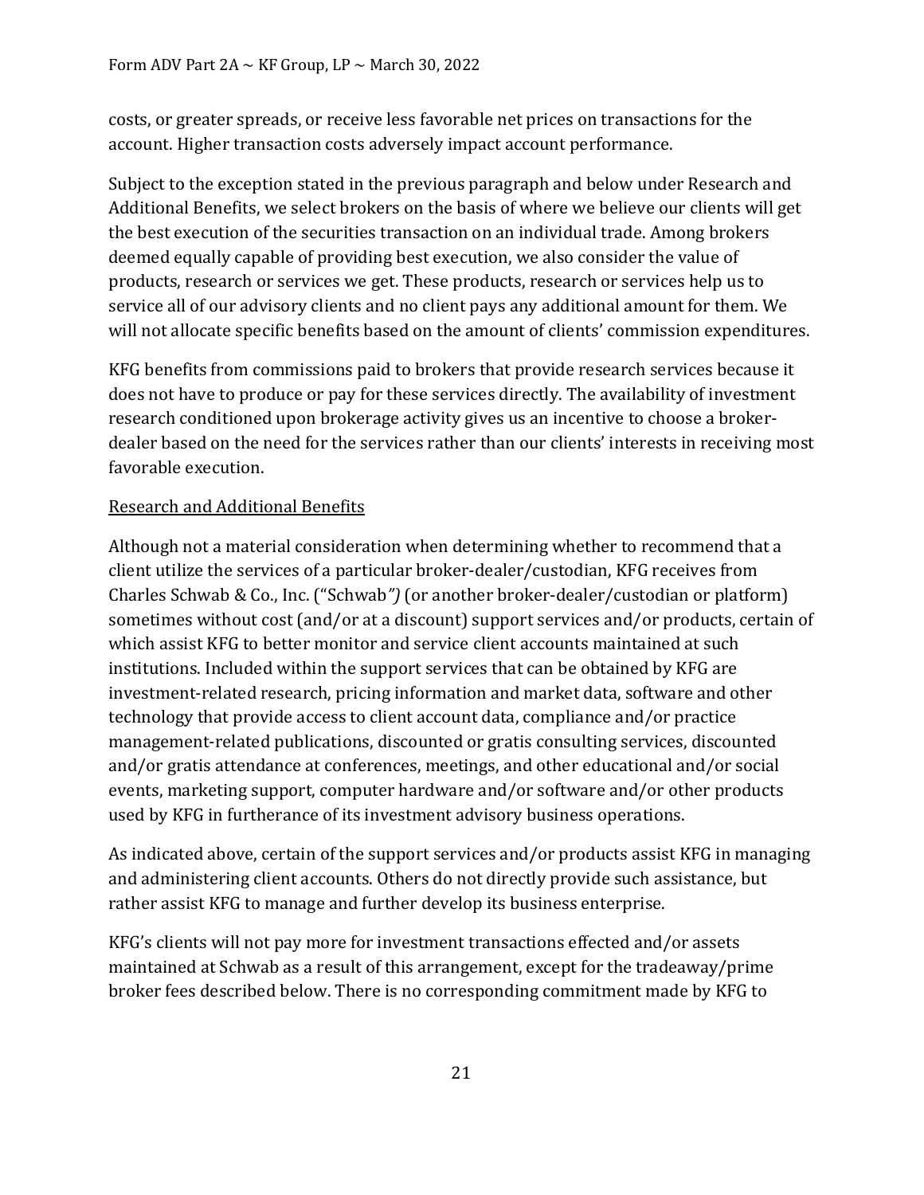costs, or greater spreads, or receive less favorable net prices on transactions for the account. Higher transaction costs adversely impact account performance.

Subject to the exception stated in the previous paragraph and below under Research and Additional Benefits, we select brokers on the basis of where we believe our clients will get the best execution of the securities transaction on an individual trade. Among brokers deemed equally capable of providing best execution, we also consider the value of products, research or services we get. These products, research or services help us to service all of our advisory clients and no client pays any additional amount for them. We will not allocate specific benefits based on the amount of clients' commission expenditures.

KFG benefits from commissions paid to brokers that provide research services because it does not have to produce or pay for these services directly. The availability of investment research conditioned upon brokerage activity gives us an incentive to choose a broker-dealer based on the need for the services rather than our clients' interests in receiving most favorable execution.

Research and Additional Benefits

Although not a material consideration when determining whether to recommend that a client utilize the services of a particular broker-dealer/custodian, KFG receives from Charles Schwab & Co., Inc. ("Schwab*")* (or another broker-dealer/custodian or platform) sometimes without cost (and/or at a discount) support services and/or products, certain of which assist KFG to better monitor and service client accounts maintained at such institutions. Included within the support services that can be obtained by KFG are investment-related research, pricing information and market data, software and other technology that provide access to client account data, compliance and/or practice management-related publications, discounted or gratis consulting services, discounted and/or gratis attendance at conferences, meetings, and other educational and/or social events, marketing support, computer hardware and/or software and/or other products used by KFG in furtherance of its investment advisory business operations.

As indicated above, certain of the support services and/or products assist KFG in managing and administering client accounts. Others do not directly provide such assistance, but rather assist KFG to manage and further develop its business enterprise.

KFG's clients will not pay more for investment transactions effected and/or assets maintained at Schwab as a result of this arrangement, except for the tradeaway/prime broker fees described below. There is no corresponding commitment made by KFG to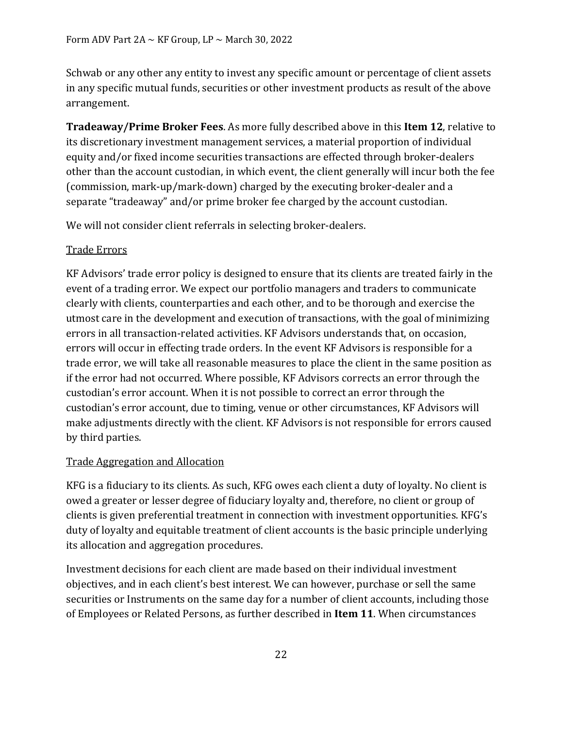Schwab or any other any entity to invest any specific amount or percentage of client assets in any specific mutual funds, securities or other investment products as result of the above arrangement.

**Tradeaway/Prime Broker Fees**. As more fully described above in this **Item 12**, relative to its discretionary investment management services, a material proportion of individual equity and/or fixed income securities transactions are effected through broker-dealers other than the account custodian, in which event, the client generally will incur both the fee (commission, mark-up/mark-down) charged by the executing broker-dealer and a separate "tradeaway" and/or prime broker fee charged by the account custodian.

We will not consider client referrals in selecting broker-dealers.

Trade Errors

KF Advisors' trade error policy is designed to ensure that its clients are treated fairly in the event of a trading error. We expect our portfolio managers and traders to communicate clearly with clients, counterparties and each other, and to be thorough and exercise the utmost care in the development and execution of transactions, with the goal of minimizing errors in all transaction-related activities. KF Advisors understands that, on occasion, errors will occur in effecting trade orders. In the event KF Advisors is responsible for a trade error, we will take all reasonable measures to place the client in the same position as if the error had not occurred. Where possible, KF Advisors corrects an error through the custodian's error account. When it is not possible to correct an error through the custodian's error account, due to timing, venue or other circumstances, KF Advisors will make adjustments directly with the client. KF Advisors is not responsible for errors caused by third parties.

Trade Aggregation and Allocation

KFG is a fiduciary to its clients. As such, KFG owes each client a duty of loyalty. No client is owed a greater or lesser degree of fiduciary loyalty and, therefore, no client or group of clients is given preferential treatment in connection with investment opportunities. KFG's duty of loyalty and equitable treatment of client accounts is the basic principle underlying its allocation and aggregation procedures.

Investment decisions for each client are made based on their individual investment objectives, and in each client's best interest. We can however, purchase or sell the same securities or Instruments on the same day for a number of client accounts, including those of Employees or Related Persons, as further described in **Item 11**. When circumstances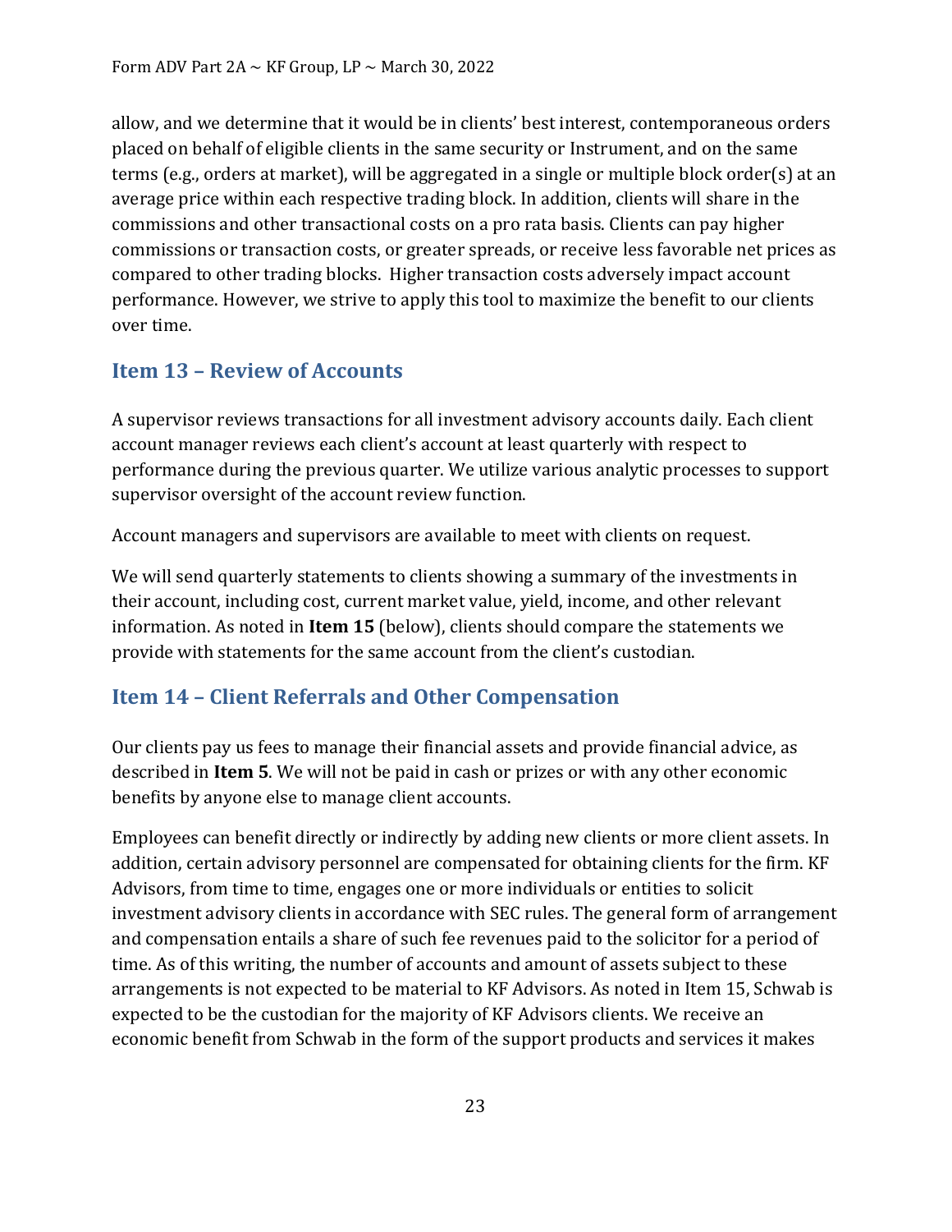allow, and we determine that it would be in clients' best interest, contemporaneous orders placed on behalf of eligible clients in the same security or Instrument, and on the same terms (e.g., orders at market), will be aggregated in a single or multiple block order(s) at an average price within each respective trading block. In addition, clients will share in the commissions and other transactional costs on a pro rata basis. Clients can pay higher commissions or transaction costs, or greater spreads, or receive less favorable net prices as compared to other trading blocks. Higher transaction costs adversely impact account performance. However, we strive to apply this tool to maximize the benefit to our clients over time.

## Item 13 – Review of Accounts

A supervisor reviews transactions for all investment advisory accounts daily. Each client account manager reviews each client's account at least quarterly with respect to performance during the previous quarter. We utilize various analytic processes to support supervisor oversight of the account review function.

Account managers and supervisors are available to meet with clients on request.

We will send quarterly statements to clients showing a summary of the investments in their account, including cost, current market value, yield, income, and other relevant information. As noted in **Item 15** (below), clients should compare the statements we provide with statements for the same account from the client's custodian.

## Item 14 – Client Referrals and Other Compensation

Our clients pay us fees to manage their financial assets and provide financial advice, as described in **Item 5**. We will not be paid in cash or prizes or with any other economic benefits by anyone else to manage client accounts.

Employees can benefit directly or indirectly by adding new clients or more client assets. In addition, certain advisory personnel are compensated for obtaining clients for the firm. KF Advisors, from time to time, engages one or more individuals or entities to solicit investment advisory clients in accordance with SEC rules. The general form of arrangement and compensation entails a share of such fee revenues paid to the solicitor for a period of time. As of this writing, the number of accounts and amount of assets subject to these arrangements is not expected to be material to KF Advisors. As noted in Item 15, Schwab is expected to be the custodian for the majority of KF Advisors clients. We receive an economic benefit from Schwab in the form of the support products and services it makes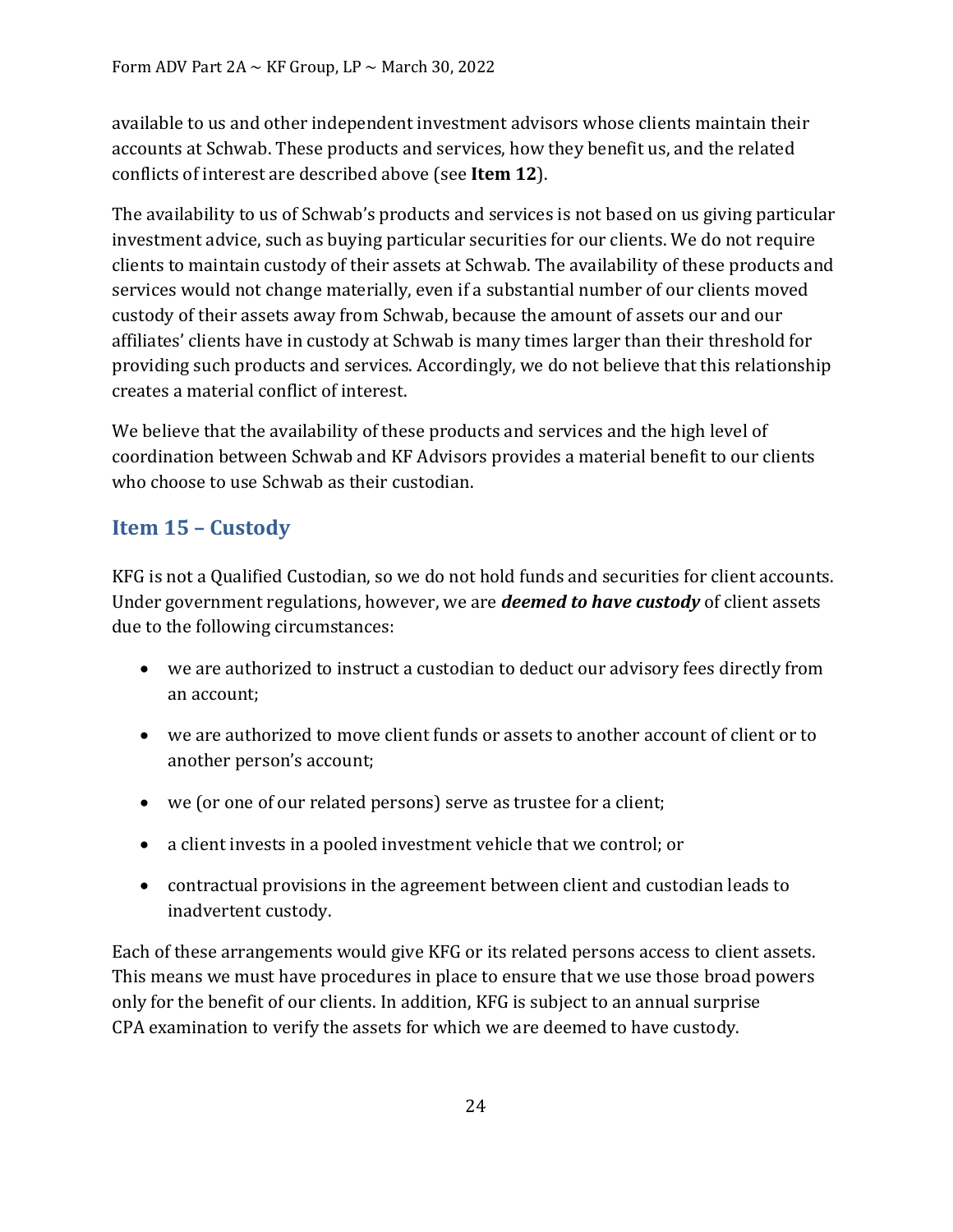available to us and other independent investment advisors whose clients maintain their accounts at Schwab. These products and services, how they benefit us, and the related conflicts of interest are described above (see **Item 12**).

The availability to us of Schwab's products and services is not based on us giving particular investment advice, such as buying particular securities for our clients. We do not require clients to maintain custody of their assets at Schwab. The availability of these products and services would not change materially, even if a substantial number of our clients moved custody of their assets away from Schwab, because the amount of assets our and our affiliates' clients have in custody at Schwab is many times larger than their threshold for providing such products and services. Accordingly, we do not believe that this relationship creates a material conflict of interest.

We believe that the availability of these products and services and the high level of coordination between Schwab and KF Advisors provides a material benefit to our clients who choose to use Schwab as their custodian.

## Item 15 – Custody

KFG is not a Qualified Custodian, so we do not hold funds and securities for client accounts. Under government regulations, however, we are ***deemed to have custody*** of client assets due to the following circumstances:

- we are authorized to instruct a custodian to deduct our advisory fees directly from an account;
- we are authorized to move client funds or assets to another account of client or to another person's account;
- we (or one of our related persons) serve as trustee for a client;
- a client invests in a pooled investment vehicle that we control; or
- contractual provisions in the agreement between client and custodian leads to inadvertent custody.

Each of these arrangements would give KFG or its related persons access to client assets. This means we must have procedures in place to ensure that we use those broad powers only for the benefit of our clients. In addition, KFG is subject to an annual surprise CPA examination to verify the assets for which we are deemed to have custody.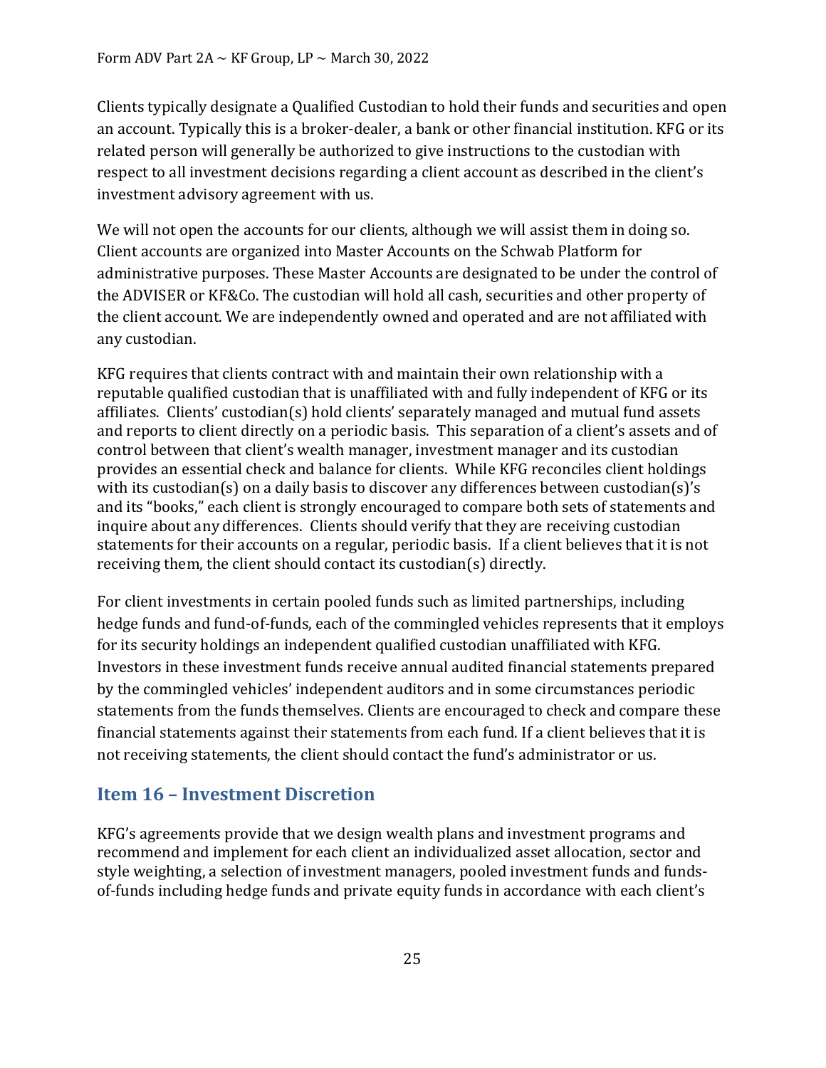Clients typically designate a Qualified Custodian to hold their funds and securities and open an account. Typically this is a broker-dealer, a bank or other financial institution. KFG or its related person will generally be authorized to give instructions to the custodian with respect to all investment decisions regarding a client account as described in the client's investment advisory agreement with us.

We will not open the accounts for our clients, although we will assist them in doing so. Client accounts are organized into Master Accounts on the Schwab Platform for administrative purposes. These Master Accounts are designated to be under the control of the ADVISER or KF&Co. The custodian will hold all cash, securities and other property of the client account. We are independently owned and operated and are not affiliated with any custodian.

KFG requires that clients contract with and maintain their own relationship with a reputable qualified custodian that is unaffiliated with and fully independent of KFG or its affiliates. Clients' custodian(s) hold clients' separately managed and mutual fund assets and reports to client directly on a periodic basis. This separation of a client's assets and of control between that client's wealth manager, investment manager and its custodian provides an essential check and balance for clients. While KFG reconciles client holdings with its custodian(s) on a daily basis to discover any differences between custodian(s)'s and its "books," each client is strongly encouraged to compare both sets of statements and inquire about any differences. Clients should verify that they are receiving custodian statements for their accounts on a regular, periodic basis. If a client believes that it is not receiving them, the client should contact its custodian(s) directly.

For client investments in certain pooled funds such as limited partnerships, including hedge funds and fund-of-funds, each of the commingled vehicles represents that it employs for its security holdings an independent qualified custodian unaffiliated with KFG. Investors in these investment funds receive annual audited financial statements prepared by the commingled vehicles' independent auditors and in some circumstances periodic statements from the funds themselves. Clients are encouraged to check and compare these financial statements against their statements from each fund. If a client believes that it is not receiving statements, the client should contact the fund's administrator or us.

## Item 16 – Investment Discretion

KFG's agreements provide that we design wealth plans and investment programs and recommend and implement for each client an individualized asset allocation, sector and style weighting, a selection of investment managers, pooled investment funds and funds-of-funds including hedge funds and private equity funds in accordance with each client's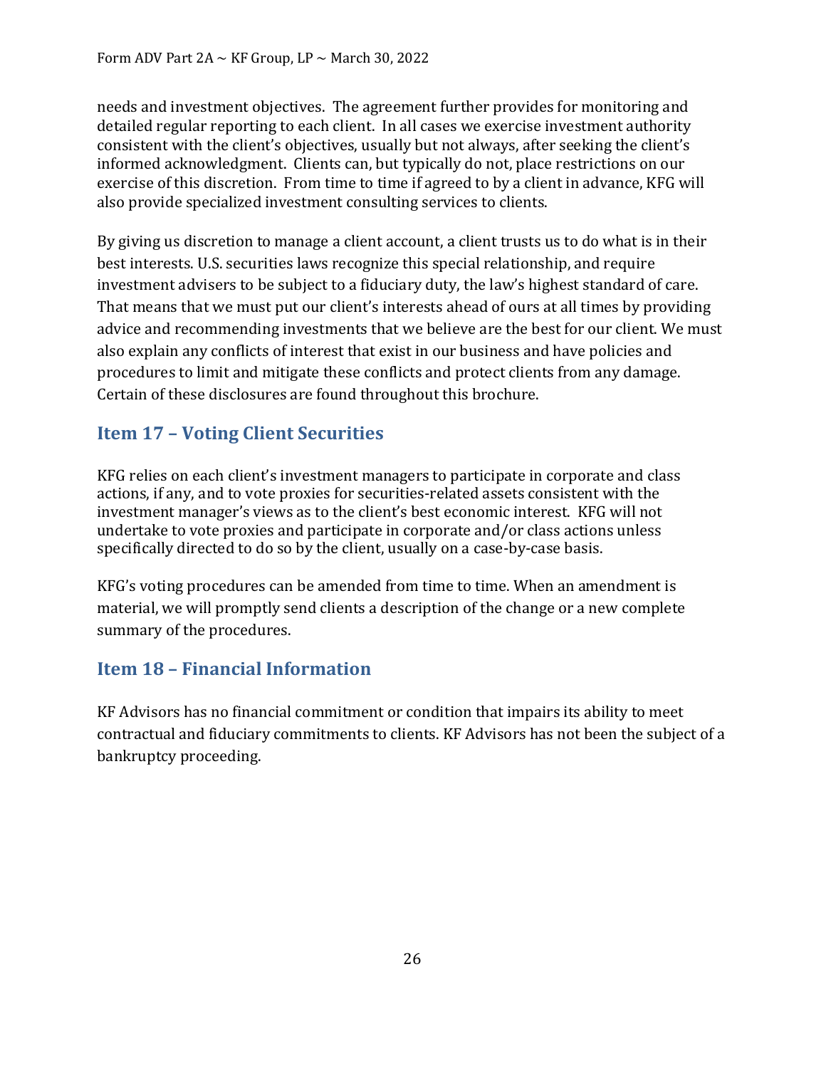needs and investment objectives. The agreement further provides for monitoring and detailed regular reporting to each client. In all cases we exercise investment authority consistent with the client's objectives, usually but not always, after seeking the client's informed acknowledgment. Clients can, but typically do not, place restrictions on our exercise of this discretion. From time to time if agreed to by a client in advance, KFG will also provide specialized investment consulting services to clients.

By giving us discretion to manage a client account, a client trusts us to do what is in their best interests. U.S. securities laws recognize this special relationship, and require investment advisers to be subject to a fiduciary duty, the law's highest standard of care. That means that we must put our client's interests ahead of ours at all times by providing advice and recommending investments that we believe are the best for our client. We must also explain any conflicts of interest that exist in our business and have policies and procedures to limit and mitigate these conflicts and protect clients from any damage. Certain of these disclosures are found throughout this brochure.

## Item 17 – Voting Client Securities

KFG relies on each client's investment managers to participate in corporate and class actions, if any, and to vote proxies for securities-related assets consistent with the investment manager's views as to the client's best economic interest. KFG will not undertake to vote proxies and participate in corporate and/or class actions unless specifically directed to do so by the client, usually on a case-by-case basis.

KFG's voting procedures can be amended from time to time. When an amendment is material, we will promptly send clients a description of the change or a new complete summary of the procedures.

## Item 18 – Financial Information

KF Advisors has no financial commitment or condition that impairs its ability to meet contractual and fiduciary commitments to clients. KF Advisors has not been the subject of a bankruptcy proceeding.